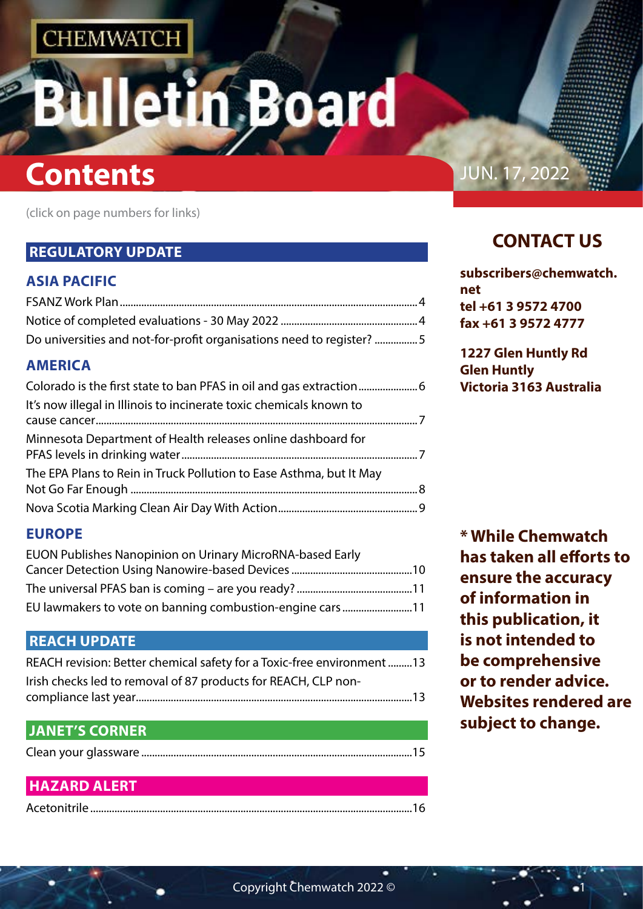CHEMWATCH

# Bulletin Board

# Contents

JUN. 17, 2022

(click on page numbers for links)

## REGULATORY UPDATE

### ASIA PACIFIC

FSANZ Work Plan....................................................................................................4

Notice of completed evaluations - 30 May 2022 ...................................................4

Do universities and not-for-profit organisations need to register? ................5

### AMERICA

Colorado is the first state to ban PFAS in oil and gas extraction......................6

It's now illegal in Illinois to incinerate toxic chemicals known to cause cancer........................................................................................................7

Minnesota Department of Health releases online dashboard for PFAS levels in drinking water........................................................................7

The EPA Plans to Rein in Truck Pollution to Ease Asthma, but It May Not Go Far Enough ...........................................................................................8

Nova Scotia Marking Clean Air Day With Action....................................................9

### EUROPE

EUON Publishes Nanopinion on Urinary MicroRNA-based Early Cancer Detection Using Nanowire-based Devices .............................................10

The universal PFAS ban is coming – are you ready? ...........................................11

EU lawmakers to vote on banning combustion-engine cars ..........................11

## REACH UPDATE

REACH revision: Better chemical safety for a Toxic-free environment .........13

Irish checks led to removal of 87 products for REACH, CLP non-compliance last year......................................................................................13

## JANET'S CORNER

Clean your glassware .....................................................................................15

## HAZARD ALERT

Acetonitrile ......................................................................................................16

## CONTACT US

**subscribers@chemwatch.net**
**tel +61 3 9572 4700**
**fax +61 3 9572 4777**

**1227 Glen Huntly Rd**
**Glen Huntly**
**Victoria 3163 Australia**

**\* While Chemwatch has taken all efforts to ensure the accuracy of information in this publication, it is not intended to be comprehensive or to render advice. Websites rendered are subject to change.**

Copyright Chemwatch 2022 ©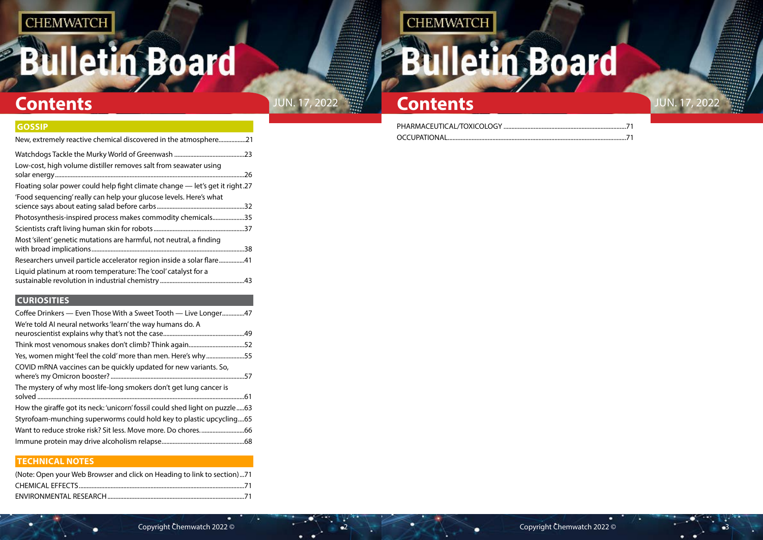# Contents

JUN. 17, 2022

## GOSSIP

New, extremely reactive chemical discovered in the atmosphere.................21

Watchdogs Tackle the Murky World of Greenwash ............................................23

Low-cost, high volume distiller removes salt from seawater using solar energy.......................................................................................................................26

Floating solar power could help fight climate change — let's get it right.27

'Food sequencing' really can help your glucose levels. Here's what science says about eating salad before carbs......................................................32

Photosynthesis-inspired process makes commodity chemicals...................35

Scientists craft living human skin for robots........................................................37

Most 'silent' genetic mutations are harmful, not neutral, a finding with broad implications...............................................................................................38

Researchers unveil particle accelerator region inside a solar flare................41

Liquid platinum at room temperature: The 'cool' catalyst for a sustainable revolution in industrial chemistry ...................................................43

## CURIOSITIES

Coffee Drinkers — Even Those With a Sweet Tooth — Live Longer.............47

We're told AI neural networks 'learn' the way humans do. A neuroscientist explains why that's not the case..................................................49

Think most venomous snakes don't climb? Think again...................................52

Yes, women might 'feel the cold' more than men. Here's why........................55

COVID mRNA vaccines can be quickly updated for new variants. So, where's my Omicron booster? ..................................................................................57

The mystery of why most life-long smokers don't get lung cancer is solved ...............................................................................................................................61

How the giraffe got its neck: 'unicorn' fossil could shed light on puzzle.....63

Styrofoam-munching superworms could hold key to plastic upcycling....65

Want to reduce stroke risk? Sit less. Move more. Do chores...........................66

Immune protein may drive alcoholism relapse...................................................68

## TECHNICAL NOTES

(Note: Open your Web Browser and click on Heading to link to section)...71

CHEMICAL EFFECTS........................................................................................................71

ENVIRONMENTAL RESEARCH......................................................................................71

PHARMACEUTICAL/TOXICOLOGY .............................................................................71

OCCUPATIONAL................................................................................................................71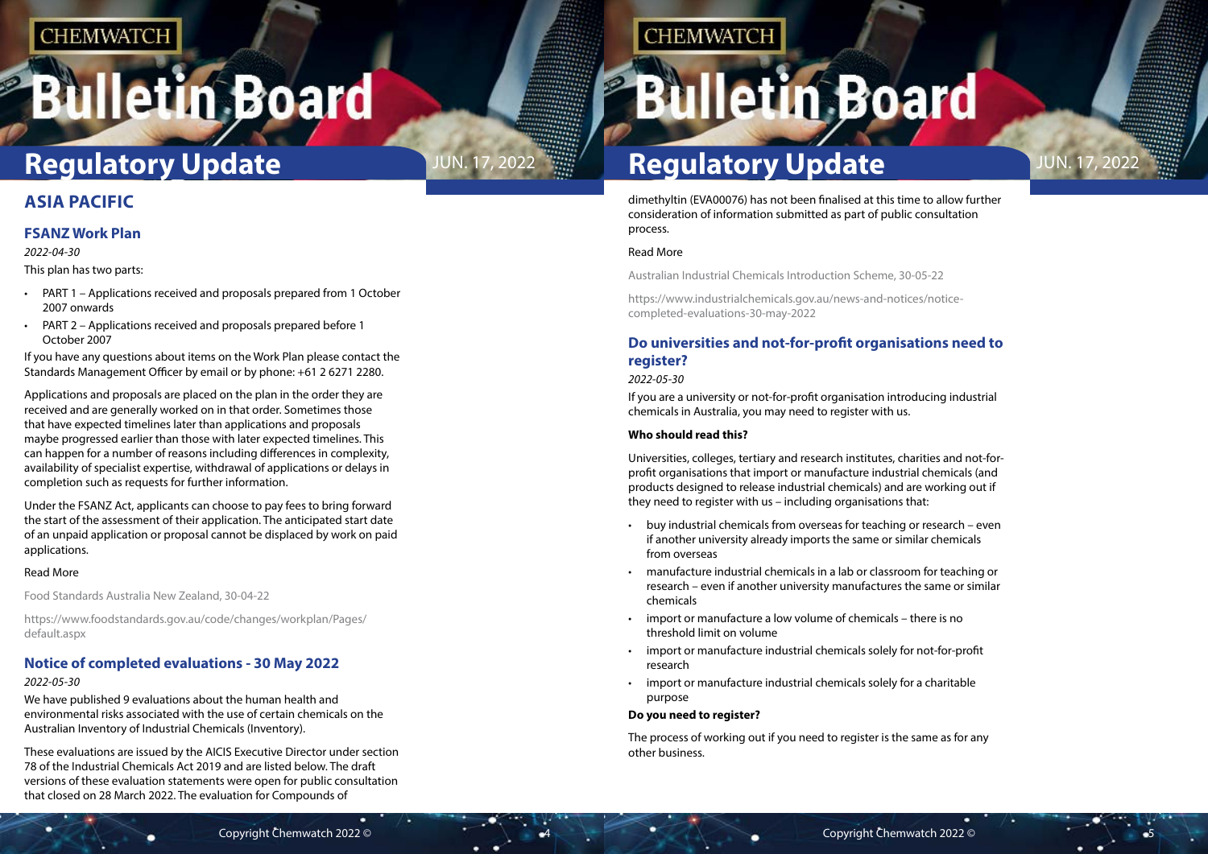## ASIA PACIFIC

### FSANZ Work Plan

*2022-04-30*

This plan has two parts:

- PART 1 – Applications received and proposals prepared from 1 October 2007 onwards
- PART 2 – Applications received and proposals prepared before 1 October 2007

If you have any questions about items on the Work Plan please contact the Standards Management Officer by email or by phone: +61 2 6271 2280.

Applications and proposals are placed on the plan in the order they are received and are generally worked on in that order. Sometimes those that have expected timelines later than applications and proposals maybe progressed earlier than those with later expected timelines. This can happen for a number of reasons including differences in complexity, availability of specialist expertise, withdrawal of applications or delays in completion such as requests for further information.

Under the FSANZ Act, applicants can choose to pay fees to bring forward the start of the assessment of their application. The anticipated start date of an unpaid application or proposal cannot be displaced by work on paid applications.

Read More

Food Standards Australia New Zealand, 30-04-22

https://www.foodstandards.gov.au/code/changes/workplan/Pages/default.aspx

### Notice of completed evaluations - 30 May 2022

*2022-05-30*

We have published 9 evaluations about the human health and environmental risks associated with the use of certain chemicals on the Australian Inventory of Industrial Chemicals (Inventory).

These evaluations are issued by the AICIS Executive Director under section 78 of the Industrial Chemicals Act 2019 and are listed below. The draft versions of these evaluation statements were open for public consultation that closed on 28 March 2022. The evaluation for Compounds of dimethyltin (EVA00076) has not been finalised at this time to allow further consideration of information submitted as part of public consultation process.

Read More

Australian Industrial Chemicals Introduction Scheme, 30-05-22

https://www.industrialchemicals.gov.au/news-and-notices/notice-completed-evaluations-30-may-2022

### Do universities and not-for-profit organisations need to register?

*2022-05-30*

If you are a university or not-for-profit organisation introducing industrial chemicals in Australia, you may need to register with us.

**Who should read this?**

Universities, colleges, tertiary and research institutes, charities and not-for-profit organisations that import or manufacture industrial chemicals (and products designed to release industrial chemicals) and are working out if they need to register with us – including organisations that:

- buy industrial chemicals from overseas for teaching or research – even if another university already imports the same or similar chemicals from overseas
- manufacture industrial chemicals in a lab or classroom for teaching or research – even if another university manufactures the same or similar chemicals
- import or manufacture a low volume of chemicals – there is no threshold limit on volume
- import or manufacture industrial chemicals solely for not-for-profit research
- import or manufacture industrial chemicals solely for a charitable purpose

**Do you need to register?**

The process of working out if you need to register is the same as for any other business.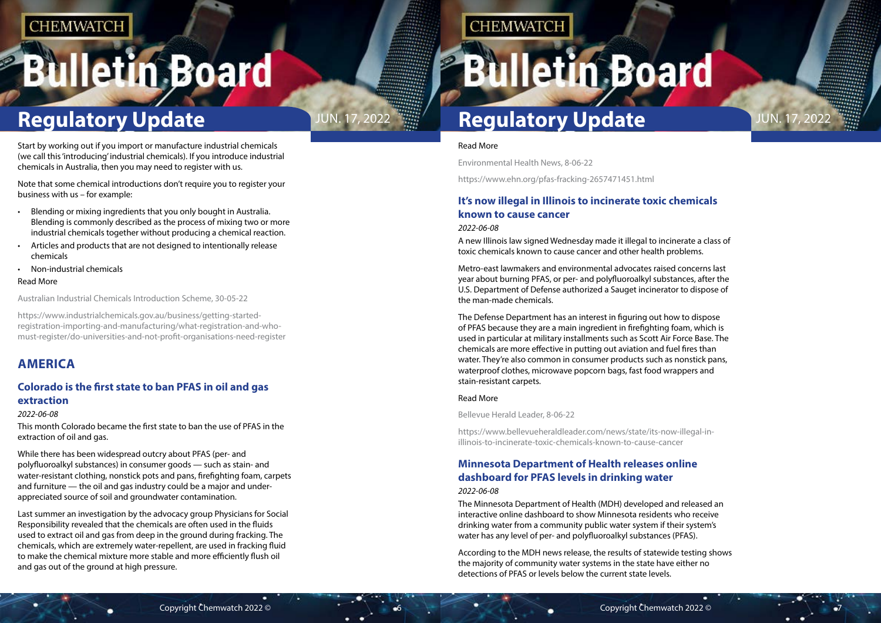Start by working out if you import or manufacture industrial chemicals (we call this 'introducing' industrial chemicals). If you introduce industrial chemicals in Australia, then you may need to register with us.

Note that some chemical introductions don't require you to register your business with us – for example:

- Blending or mixing ingredients that you only bought in Australia. Blending is commonly described as the process of mixing two or more industrial chemicals together without producing a chemical reaction.
- Articles and products that are not designed to intentionally release chemicals
- Non-industrial chemicals

Read More

Australian Industrial Chemicals Introduction Scheme, 30-05-22

https://www.industrialchemicals.gov.au/business/getting-started-registration-importing-and-manufacturing/what-registration-and-who-must-register/do-universities-and-not-profit-organisations-need-register

## AMERICA

### Colorado is the first state to ban PFAS in oil and gas extraction

*2022-06-08*

This month Colorado became the first state to ban the use of PFAS in the extraction of oil and gas.

While there has been widespread outcry about PFAS (per- and polyfluoroalkyl substances) in consumer goods — such as stain- and water-resistant clothing, nonstick pots and pans, firefighting foam, carpets and furniture — the oil and gas industry could be a major and under-appreciated source of soil and groundwater contamination.

Last summer an investigation by the advocacy group Physicians for Social Responsibility revealed that the chemicals are often used in the fluids used to extract oil and gas from deep in the ground during fracking. The chemicals, which are extremely water-repellent, are used in fracking fluid to make the chemical mixture more stable and more efficiently flush oil and gas out of the ground at high pressure.

Read More

Environmental Health News, 8-06-22

https://www.ehn.org/pfas-fracking-2657471451.html

### It's now illegal in Illinois to incinerate toxic chemicals known to cause cancer

*2022-06-08*

A new Illinois law signed Wednesday made it illegal to incinerate a class of toxic chemicals known to cause cancer and other health problems.

Metro-east lawmakers and environmental advocates raised concerns last year about burning PFAS, or per- and polyfluoroalkyl substances, after the U.S. Department of Defense authorized a Sauget incinerator to dispose of the man-made chemicals.

The Defense Department has an interest in figuring out how to dispose of PFAS because they are a main ingredient in firefighting foam, which is used in particular at military installments such as Scott Air Force Base. The chemicals are more effective in putting out aviation and fuel fires than water. They're also common in consumer products such as nonstick pans, waterproof clothes, microwave popcorn bags, fast food wrappers and stain-resistant carpets.

Read More

Bellevue Herald Leader, 8-06-22

https://www.bellevueheraldleader.com/news/state/its-now-illegal-in-illinois-to-incinerate-toxic-chemicals-known-to-cause-cancer

### Minnesota Department of Health releases online dashboard for PFAS levels in drinking water

*2022-06-08*

The Minnesota Department of Health (MDH) developed and released an interactive online dashboard to show Minnesota residents who receive drinking water from a community public water system if their system's water has any level of per- and polyfluoroalkyl substances (PFAS).

According to the MDH news release, the results of statewide testing shows the majority of community water systems in the state have either no detections of PFAS or levels below the current state levels.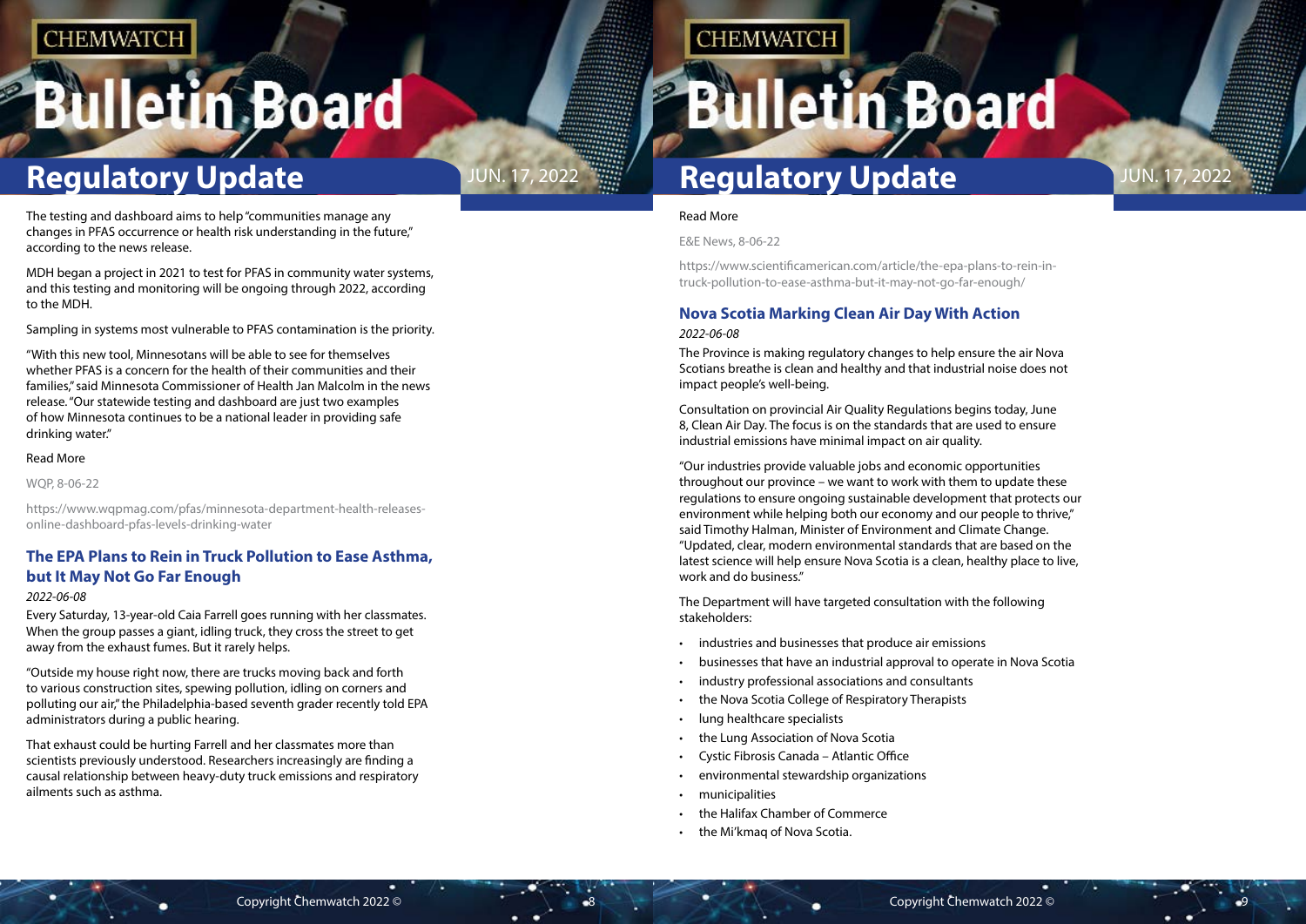The testing and dashboard aims to help "communities manage any changes in PFAS occurrence or health risk understanding in the future," according to the news release.

MDH began a project in 2021 to test for PFAS in community water systems, and this testing and monitoring will be ongoing through 2022, according to the MDH.

Sampling in systems most vulnerable to PFAS contamination is the priority.

"With this new tool, Minnesotans will be able to see for themselves whether PFAS is a concern for the health of their communities and their families," said Minnesota Commissioner of Health Jan Malcolm in the news release. "Our statewide testing and dashboard are just two examples of how Minnesota continues to be a national leader in providing safe drinking water."

Read More

WQP, 8-06-22

https://www.wqpmag.com/pfas/minnesota-department-health-releases-online-dashboard-pfas-levels-drinking-water

## The EPA Plans to Rein in Truck Pollution to Ease Asthma, but It May Not Go Far Enough

*2022-06-08*

Every Saturday, 13-year-old Caia Farrell goes running with her classmates. When the group passes a giant, idling truck, they cross the street to get away from the exhaust fumes. But it rarely helps.

"Outside my house right now, there are trucks moving back and forth to various construction sites, spewing pollution, idling on corners and polluting our air," the Philadelphia-based seventh grader recently told EPA administrators during a public hearing.

That exhaust could be hurting Farrell and her classmates more than scientists previously understood. Researchers increasingly are finding a causal relationship between heavy-duty truck emissions and respiratory ailments such as asthma.

Read More

E&E News, 8-06-22

https://www.scientificamerican.com/article/the-epa-plans-to-rein-in-truck-pollution-to-ease-asthma-but-it-may-not-go-far-enough/

## Nova Scotia Marking Clean Air Day With Action

*2022-06-08*

The Province is making regulatory changes to help ensure the air Nova Scotians breathe is clean and healthy and that industrial noise does not impact people's well-being.

Consultation on provincial Air Quality Regulations begins today, June 8, Clean Air Day. The focus is on the standards that are used to ensure industrial emissions have minimal impact on air quality.

"Our industries provide valuable jobs and economic opportunities throughout our province – we want to work with them to update these regulations to ensure ongoing sustainable development that protects our environment while helping both our economy and our people to thrive," said Timothy Halman, Minister of Environment and Climate Change. "Updated, clear, modern environmental standards that are based on the latest science will help ensure Nova Scotia is a clean, healthy place to live, work and do business."

The Department will have targeted consultation with the following stakeholders:

- industries and businesses that produce air emissions
- businesses that have an industrial approval to operate in Nova Scotia
- industry professional associations and consultants
- the Nova Scotia College of Respiratory Therapists
- lung healthcare specialists
- the Lung Association of Nova Scotia
- Cystic Fibrosis Canada – Atlantic Office
- environmental stewardship organizations
- municipalities
- the Halifax Chamber of Commerce
- the Mi'kmaq of Nova Scotia.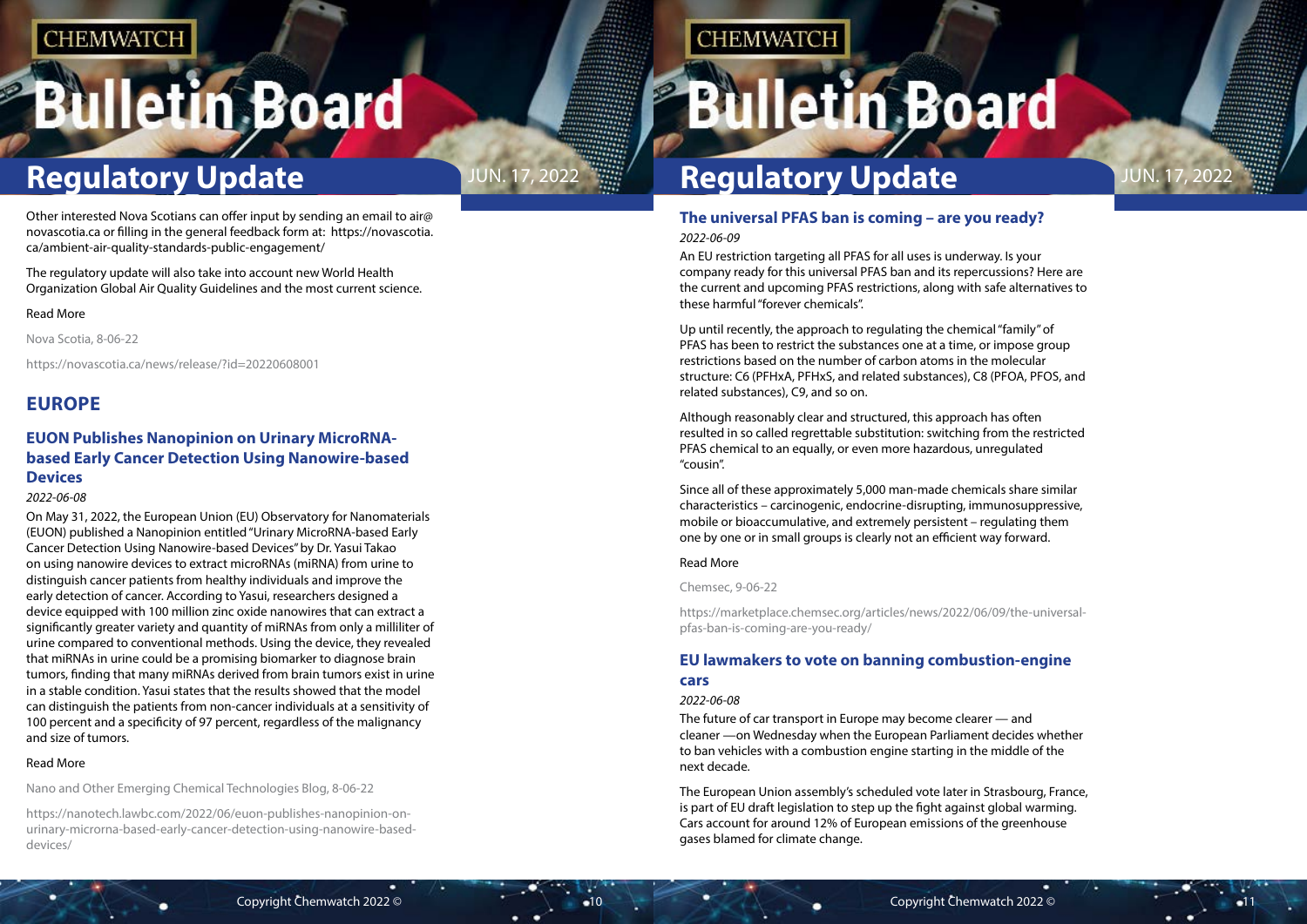Other interested Nova Scotians can offer input by sending an email to air@novascotia.ca or filling in the general feedback form at: https://novascotia.ca/ambient-air-quality-standards-public-engagement/

The regulatory update will also take into account new World Health Organization Global Air Quality Guidelines and the most current science.

Read More

Nova Scotia, 8-06-22

https://novascotia.ca/news/release/?id=20220608001

## EUROPE

### EUON Publishes Nanopinion on Urinary MicroRNA-based Early Cancer Detection Using Nanowire-based Devices

*2022-06-08*

On May 31, 2022, the European Union (EU) Observatory for Nanomaterials (EUON) published a Nanopinion entitled "Urinary MicroRNA-based Early Cancer Detection Using Nanowire-based Devices" by Dr. Yasui Takao on using nanowire devices to extract microRNAs (miRNA) from urine to distinguish cancer patients from healthy individuals and improve the early detection of cancer. According to Yasui, researchers designed a device equipped with 100 million zinc oxide nanowires that can extract a significantly greater variety and quantity of miRNAs from only a milliliter of urine compared to conventional methods. Using the device, they revealed that miRNAs in urine could be a promising biomarker to diagnose brain tumors, finding that many miRNAs derived from brain tumors exist in urine in a stable condition. Yasui states that the results showed that the model can distinguish the patients from non-cancer individuals at a sensitivity of 100 percent and a specificity of 97 percent, regardless of the malignancy and size of tumors.

Read More

Nano and Other Emerging Chemical Technologies Blog, 8-06-22

https://nanotech.lawbc.com/2022/06/euon-publishes-nanopinion-on-urinary-microrna-based-early-cancer-detection-using-nanowire-based-devices/

### The universal PFAS ban is coming – are you ready?

*2022-06-09*

An EU restriction targeting all PFAS for all uses is underway. Is your company ready for this universal PFAS ban and its repercussions? Here are the current and upcoming PFAS restrictions, along with safe alternatives to these harmful "forever chemicals".

Up until recently, the approach to regulating the chemical "family" of PFAS has been to restrict the substances one at a time, or impose group restrictions based on the number of carbon atoms in the molecular structure: C6 (PFHxA, PFHxS, and related substances), C8 (PFOA, PFOS, and related substances), C9, and so on.

Although reasonably clear and structured, this approach has often resulted in so called regrettable substitution: switching from the restricted PFAS chemical to an equally, or even more hazardous, unregulated "cousin".

Since all of these approximately 5,000 man-made chemicals share similar characteristics – carcinogenic, endocrine-disrupting, immunosuppressive, mobile or bioaccumulative, and extremely persistent – regulating them one by one or in small groups is clearly not an efficient way forward.

Read More

Chemsec, 9-06-22

https://marketplace.chemsec.org/articles/news/2022/06/09/the-universal-pfas-ban-is-coming-are-you-ready/

### EU lawmakers to vote on banning combustion-engine cars

*2022-06-08*

The future of car transport in Europe may become clearer — and cleaner —on Wednesday when the European Parliament decides whether to ban vehicles with a combustion engine starting in the middle of the next decade.

The European Union assembly's scheduled vote later in Strasbourg, France, is part of EU draft legislation to step up the fight against global warming. Cars account for around 12% of European emissions of the greenhouse gases blamed for climate change.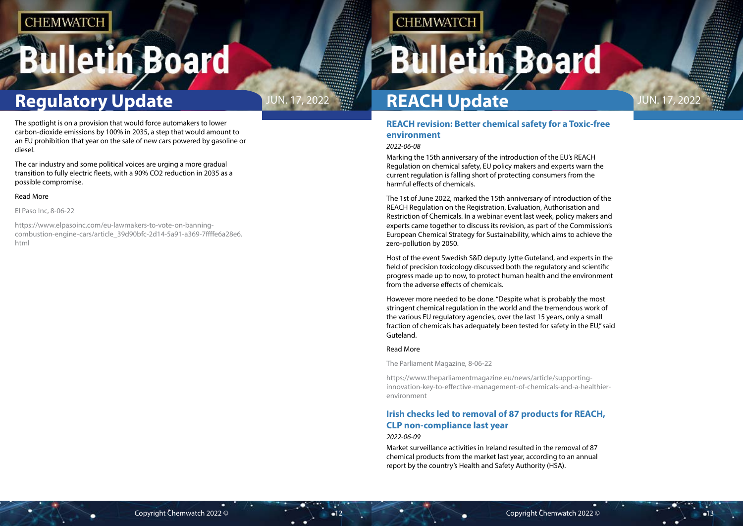## Regulatory Update

The spotlight is on a provision that would force automakers to lower carbon-dioxide emissions by 100% in 2035, a step that would amount to an EU prohibition that year on the sale of new cars powered by gasoline or diesel.

The car industry and some political voices are urging a more gradual transition to fully electric fleets, with a 90% CO2 reduction in 2035 as a possible compromise.

Read More

El Paso Inc, 8-06-22

https://www.elpasoinc.com/eu-lawmakers-to-vote-on-banning-combustion-engine-cars/article_39d90bfc-2d14-5a91-a369-7ffffe6a28e6.html

## REACH Update

### REACH revision: Better chemical safety for a Toxic-free environment

*2022-06-08*

Marking the 15th anniversary of the introduction of the EU's REACH Regulation on chemical safety, EU policy makers and experts warn the current regulation is falling short of protecting consumers from the harmful effects of chemicals.

The 1st of June 2022, marked the 15th anniversary of introduction of the REACH Regulation on the Registration, Evaluation, Authorisation and Restriction of Chemicals. In a webinar event last week, policy makers and experts came together to discuss its revision, as part of the Commission's European Chemical Strategy for Sustainability, which aims to achieve the zero-pollution by 2050.

Host of the event Swedish S&D deputy Jytte Guteland, and experts in the field of precision toxicology discussed both the regulatory and scientific progress made up to now, to protect human health and the environment from the adverse effects of chemicals.

However more needed to be done. "Despite what is probably the most stringent chemical regulation in the world and the tremendous work of the various EU regulatory agencies, over the last 15 years, only a small fraction of chemicals has adequately been tested for safety in the EU," said Guteland.

Read More

The Parliament Magazine, 8-06-22

https://www.theparliamentmagazine.eu/news/article/supporting-innovation-key-to-effective-management-of-chemicals-and-a-healthier-environment

### Irish checks led to removal of 87 products for REACH, CLP non-compliance last year

*2022-06-09*

Market surveillance activities in Ireland resulted in the removal of 87 chemical products from the market last year, according to an annual report by the country's Health and Safety Authority (HSA).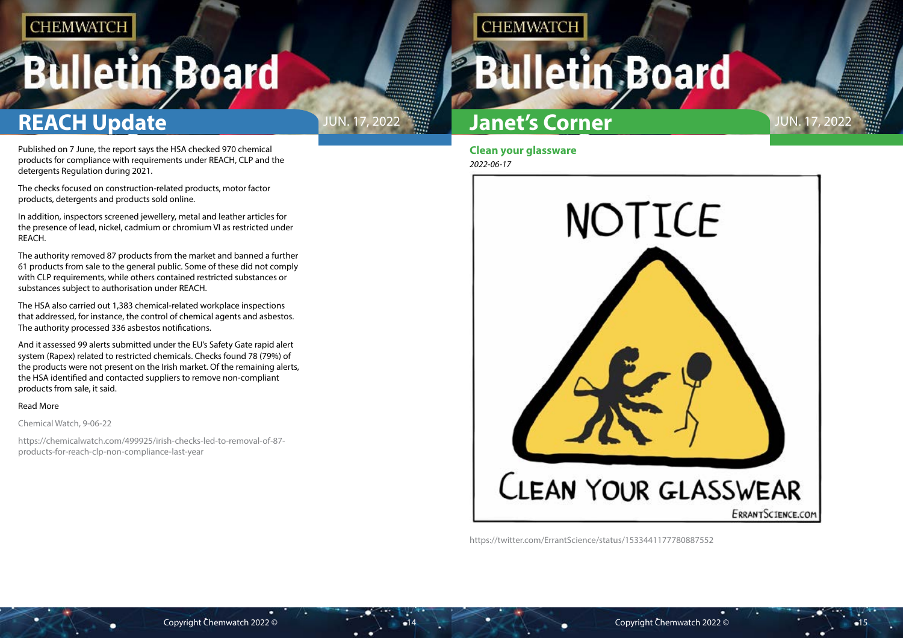## REACH Update

Published on 7 June, the report says the HSA checked 970 chemical products for compliance with requirements under REACH, CLP and the detergents Regulation during 2021.

The checks focused on construction-related products, motor factor products, detergents and products sold online.

In addition, inspectors screened jewellery, metal and leather articles for the presence of lead, nickel, cadmium or chromium VI as restricted under REACH.

The authority removed 87 products from the market and banned a further 61 products from sale to the general public. Some of these did not comply with CLP requirements, while others contained restricted substances or substances subject to authorisation under REACH.

The HSA also carried out 1,383 chemical-related workplace inspections that addressed, for instance, the control of chemical agents and asbestos. The authority processed 336 asbestos notifications.

And it assessed 99 alerts submitted under the EU's Safety Gate rapid alert system (Rapex) related to restricted chemicals. Checks found 78 (79%) of the products were not present on the Irish market. Of the remaining alerts, the HSA identified and contacted suppliers to remove non-compliant products from sale, it said.

Read More

Chemical Watch, 9-06-22

https://chemicalwatch.com/499925/irish-checks-led-to-removal-of-87-products-for-reach-clp-non-compliance-last-year

## Janet's Corner

### Clean your glassware

*2022-06-17*

https://twitter.com/ErrantScience/status/1533441177780887552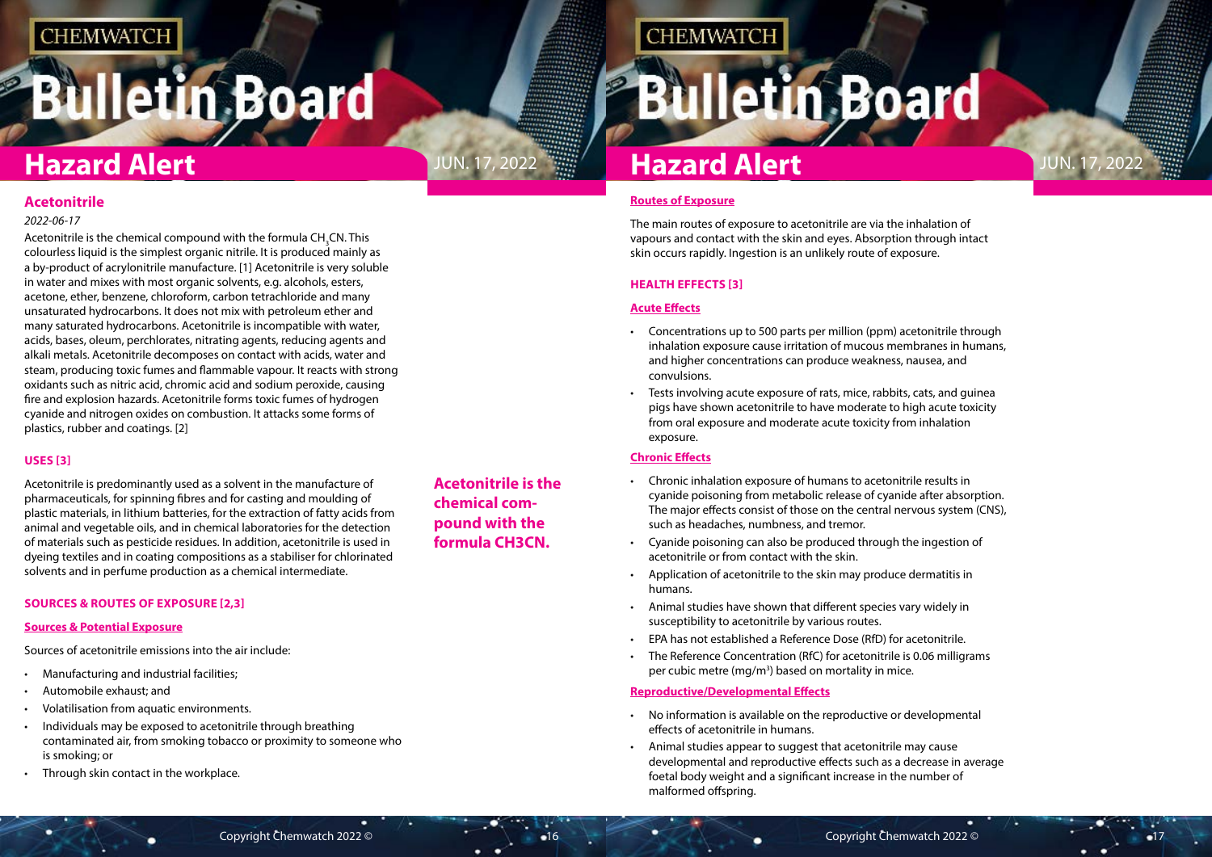# Hazard Alert

## Acetonitrile

*2022-06-17*

Acetonitrile is the chemical compound with the formula $CH_3CN$. This colourless liquid is the simplest organic nitrile. It is produced mainly as a by-product of acrylonitrile manufacture. [1] Acetonitrile is very soluble in water and mixes with most organic solvents, e.g. alcohols, esters, acetone, ether, benzene, chloroform, carbon tetrachloride and many unsaturated hydrocarbons. It does not mix with petroleum ether and many saturated hydrocarbons. Acetonitrile is incompatible with water, acids, bases, oleum, perchlorates, nitrating agents, reducing agents and alkali metals. Acetonitrile decomposes on contact with acids, water and steam, producing toxic fumes and flammable vapour. It reacts with strong oxidants such as nitric acid, chromic acid and sodium peroxide, causing fire and explosion hazards. Acetonitrile forms toxic fumes of hydrogen cyanide and nitrogen oxides on combustion. It attacks some forms of plastics, rubber and coatings. [2]

### USES [3]

Acetonitrile is predominantly used as a solvent in the manufacture of pharmaceuticals, for spinning fibres and for casting and moulding of plastic materials, in lithium batteries, for the extraction of fatty acids from animal and vegetable oils, and in chemical laboratories for the detection of materials such as pesticide residues. In addition, acetonitrile is used in dyeing textiles and in coating compositions as a stabiliser for chlorinated solvents and in perfume production as a chemical intermediate.

**Acetonitrile is the chemical compound with the formula CH3CN.**

### SOURCES & ROUTES OF EXPOSURE [2,3]

#### Sources & Potential Exposure

Sources of acetonitrile emissions into the air include:

- Manufacturing and industrial facilities;
- Automobile exhaust; and
- Volatilisation from aquatic environments.
- Individuals may be exposed to acetonitrile through breathing contaminated air, from smoking tobacco or proximity to someone who is smoking; or
- Through skin contact in the workplace.

#### Routes of Exposure

The main routes of exposure to acetonitrile are via the inhalation of vapours and contact with the skin and eyes. Absorption through intact skin occurs rapidly. Ingestion is an unlikely route of exposure.

### HEALTH EFFECTS [3]

#### Acute Effects

- Concentrations up to 500 parts per million (ppm) acetonitrile through inhalation exposure cause irritation of mucous membranes in humans, and higher concentrations can produce weakness, nausea, and convulsions.
- Tests involving acute exposure of rats, mice, rabbits, cats, and guinea pigs have shown acetonitrile to have moderate to high acute toxicity from oral exposure and moderate acute toxicity from inhalation exposure.

#### Chronic Effects

- Chronic inhalation exposure of humans to acetonitrile results in cyanide poisoning from metabolic release of cyanide after absorption. The major effects consist of those on the central nervous system (CNS), such as headaches, numbness, and tremor.
- Cyanide poisoning can also be produced through the ingestion of acetonitrile or from contact with the skin.
- Application of acetonitrile to the skin may produce dermatitis in humans.
- Animal studies have shown that different species vary widely in susceptibility to acetonitrile by various routes.
- EPA has not established a Reference Dose (RfD) for acetonitrile.
- The Reference Concentration (RfC) for acetonitrile is 0.06 milligrams per cubic metre ($mg/m^3$) based on mortality in mice.

#### Reproductive/Developmental Effects

- No information is available on the reproductive or developmental effects of acetonitrile in humans.
- Animal studies appear to suggest that acetonitrile may cause developmental and reproductive effects such as a decrease in average foetal body weight and a significant increase in the number of malformed offspring.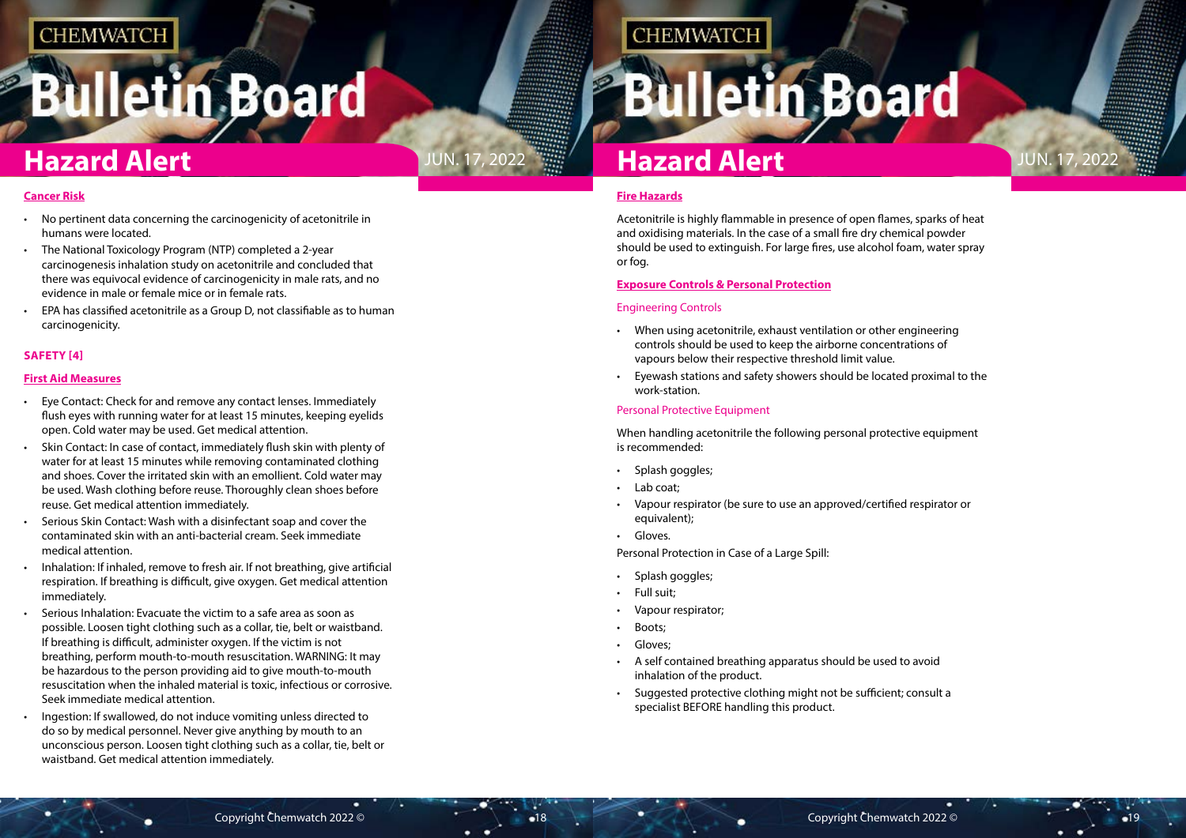### Cancer Risk

- No pertinent data concerning the carcinogenicity of acetonitrile in humans were located.
- The National Toxicology Program (NTP) completed a 2-year carcinogenesis inhalation study on acetonitrile and concluded that there was equivocal evidence of carcinogenicity in male rats, and no evidence in male or female mice or in female rats.
- EPA has classified acetonitrile as a Group D, not classifiable as to human carcinogenicity.

## SAFETY [4]

### First Aid Measures

- Eye Contact: Check for and remove any contact lenses. Immediately flush eyes with running water for at least 15 minutes, keeping eyelids open. Cold water may be used. Get medical attention.
- Skin Contact: In case of contact, immediately flush skin with plenty of water for at least 15 minutes while removing contaminated clothing and shoes. Cover the irritated skin with an emollient. Cold water may be used. Wash clothing before reuse. Thoroughly clean shoes before reuse. Get medical attention immediately.
- Serious Skin Contact: Wash with a disinfectant soap and cover the contaminated skin with an anti-bacterial cream. Seek immediate medical attention.
- Inhalation: If inhaled, remove to fresh air. If not breathing, give artificial respiration. If breathing is difficult, give oxygen. Get medical attention immediately.
- Serious Inhalation: Evacuate the victim to a safe area as soon as possible. Loosen tight clothing such as a collar, tie, belt or waistband. If breathing is difficult, administer oxygen. If the victim is not breathing, perform mouth-to-mouth resuscitation. WARNING: It may be hazardous to the person providing aid to give mouth-to-mouth resuscitation when the inhaled material is toxic, infectious or corrosive. Seek immediate medical attention.
- Ingestion: If swallowed, do not induce vomiting unless directed to do so by medical personnel. Never give anything by mouth to an unconscious person. Loosen tight clothing such as a collar, tie, belt or waistband. Get medical attention immediately.

### Fire Hazards

Acetonitrile is highly flammable in presence of open flames, sparks of heat and oxidising materials. In the case of a small fire dry chemical powder should be used to extinguish. For large fires, use alcohol foam, water spray or fog.

### Exposure Controls & Personal Protection

#### Engineering Controls

- When using acetonitrile, exhaust ventilation or other engineering controls should be used to keep the airborne concentrations of vapours below their respective threshold limit value.
- Eyewash stations and safety showers should be located proximal to the work-station.

#### Personal Protective Equipment

When handling acetonitrile the following personal protective equipment is recommended:

- Splash goggles;
- Lab coat;
- Vapour respirator (be sure to use an approved/certified respirator or equivalent);
- Gloves.

Personal Protection in Case of a Large Spill:

- Splash goggles;
- Full suit;
- Vapour respirator;
- Boots;
- Gloves;
- A self contained breathing apparatus should be used to avoid inhalation of the product.
- Suggested protective clothing might not be sufficient; consult a specialist BEFORE handling this product.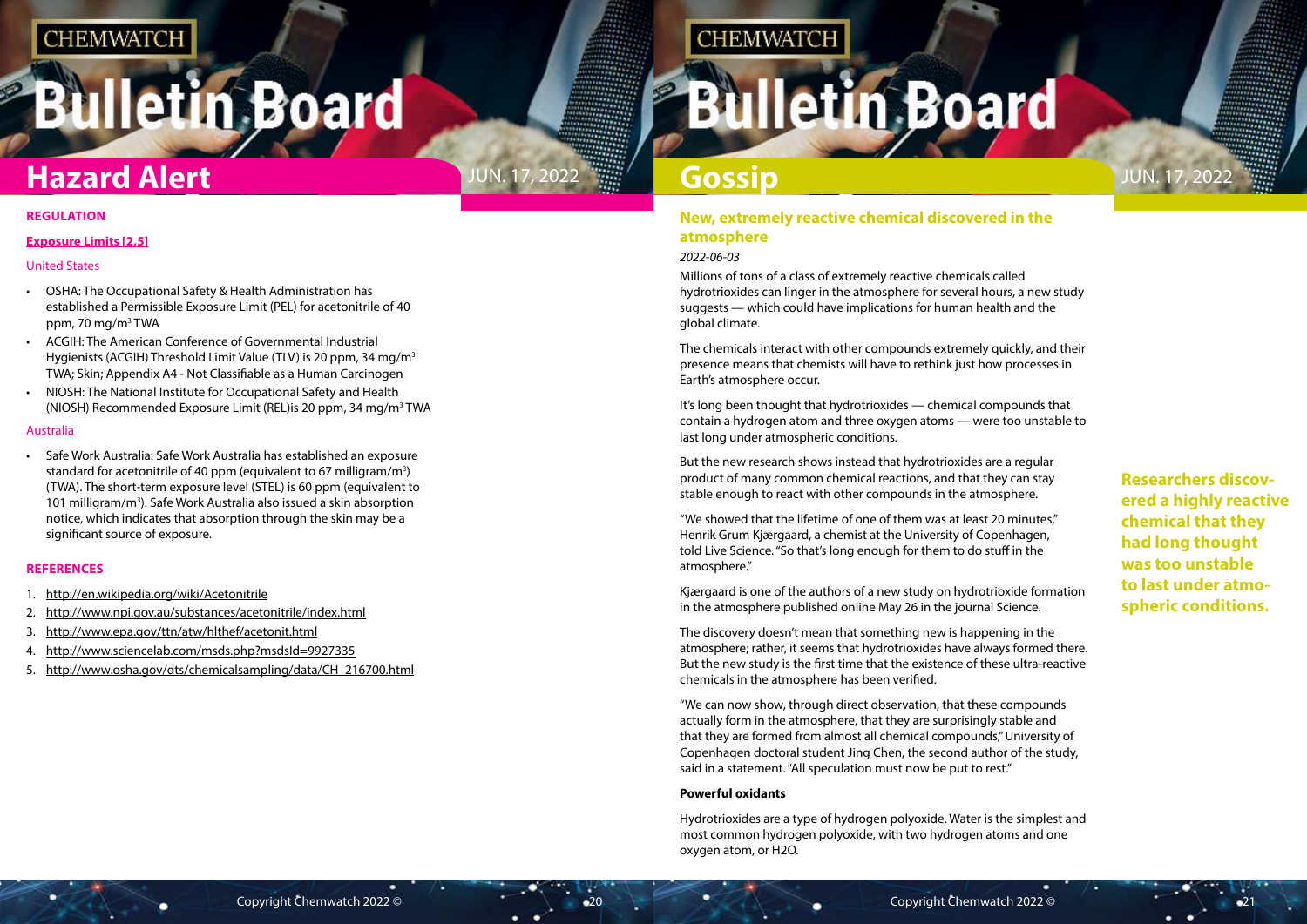## Hazard Alert

### REGULATION

**Exposure Limits [2,5]**

United States

- OSHA: The Occupational Safety & Health Administration has established a Permissible Exposure Limit (PEL) for acetonitrile of 40 ppm, 70 mg/m$^3$ TWA
- ACGIH: The American Conference of Governmental Industrial Hygienists (ACGIH) Threshold Limit Value (TLV) is 20 ppm, 34 mg/m$^3$ TWA; Skin; Appendix A4 - Not Classifiable as a Human Carcinogen
- NIOSH: The National Institute for Occupational Safety and Health (NIOSH) Recommended Exposure Limit (REL)is 20 ppm, 34 mg/m$^3$ TWA

Australia

- Safe Work Australia: Safe Work Australia has established an exposure standard for acetonitrile of 40 ppm (equivalent to 67 milligram/m$^3$) (TWA). The short-term exposure level (STEL) is 60 ppm (equivalent to 101 milligram/m$^3$). Safe Work Australia also issued a skin absorption notice, which indicates that absorption through the skin may be a significant source of exposure.

### REFERENCES

1. http://en.wikipedia.org/wiki/Acetonitrile
2. http://www.npi.gov.au/substances/acetonitrile/index.html
3. http://www.epa.gov/ttn/atw/hlthef/acetonit.html
4. http://www.sciencelab.com/msds.php?msdsId=9927335
5. http://www.osha.gov/dts/chemicalsampling/data/CH_216700.html

## Gossip

### New, extremely reactive chemical discovered in the atmosphere

*2022-06-03*

Millions of tons of a class of extremely reactive chemicals called hydrotrioxides can linger in the atmosphere for several hours, a new study suggests — which could have implications for human health and the global climate.

The chemicals interact with other compounds extremely quickly, and their presence means that chemists will have to rethink just how processes in Earth's atmosphere occur.

It's long been thought that hydrotrioxides — chemical compounds that contain a hydrogen atom and three oxygen atoms — were too unstable to last long under atmospheric conditions.

But the new research shows instead that hydrotrioxides are a regular product of many common chemical reactions, and that they can stay stable enough to react with other compounds in the atmosphere.

**Researchers discovered a highly reactive chemical that they had long thought was too unstable to last under atmospheric conditions.**

"We showed that the lifetime of one of them was at least 20 minutes," Henrik Grum Kjærgaard, a chemist at the University of Copenhagen, told Live Science. "So that's long enough for them to do stuff in the atmosphere."

Kjærgaard is one of the authors of a new study on hydrotrioxide formation in the atmosphere published online May 26 in the journal Science.

The discovery doesn't mean that something new is happening in the atmosphere; rather, it seems that hydrotrioxides have always formed there. But the new study is the first time that the existence of these ultra-reactive chemicals in the atmosphere has been verified.

"We can now show, through direct observation, that these compounds actually form in the atmosphere, that they are surprisingly stable and that they are formed from almost all chemical compounds," University of Copenhagen doctoral student Jing Chen, the second author of the study, said in a statement. "All speculation must now be put to rest."

**Powerful oxidants**

Hydrotrioxides are a type of hydrogen polyoxide. Water is the simplest and most common hydrogen polyoxide, with two hydrogen atoms and one oxygen atom, or $H_2O$.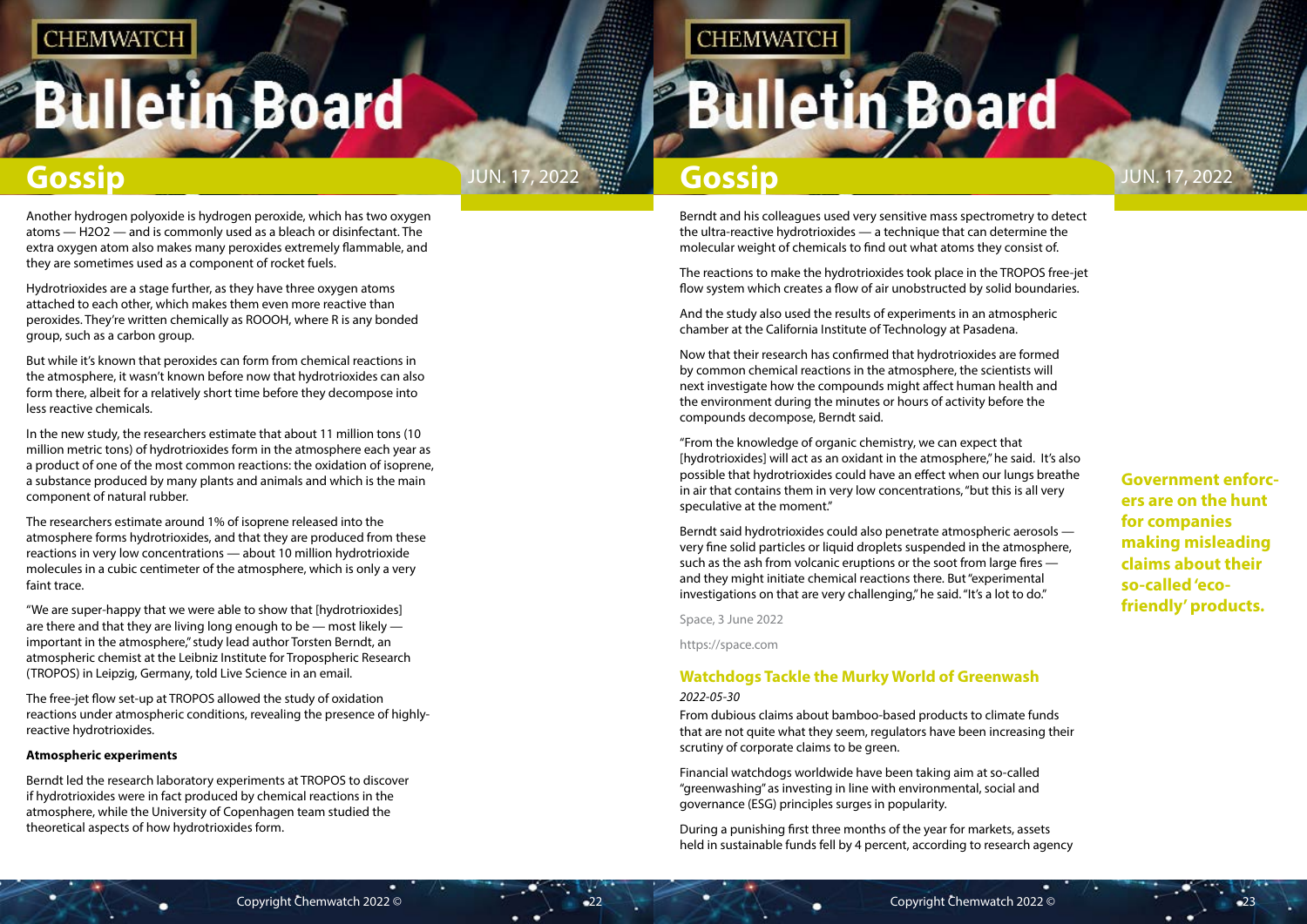Another hydrogen polyoxide is hydrogen peroxide, which has two oxygen atoms — $H_2O_2$ — and is commonly used as a bleach or disinfectant. The extra oxygen atom also makes many peroxides extremely flammable, and they are sometimes used as a component of rocket fuels.

Hydrotrioxides are a stage further, as they have three oxygen atoms attached to each other, which makes them even more reactive than peroxides. They're written chemically as ROOOH, where R is any bonded group, such as a carbon group.

But while it's known that peroxides can form from chemical reactions in the atmosphere, it wasn't known before now that hydrotrioxides can also form there, albeit for a relatively short time before they decompose into less reactive chemicals.

In the new study, the researchers estimate that about 11 million tons (10 million metric tons) of hydrotrioxides form in the atmosphere each year as a product of one of the most common reactions: the oxidation of isoprene, a substance produced by many plants and animals and which is the main component of natural rubber.

The researchers estimate around 1% of isoprene released into the atmosphere forms hydrotrioxides, and that they are produced from these reactions in very low concentrations — about 10 million hydrotrioxide molecules in a cubic centimeter of the atmosphere, which is only a very faint trace.

"We are super-happy that we were able to show that [hydrotrioxides] are there and that they are living long enough to be — most likely — important in the atmosphere," study lead author Torsten Berndt, an atmospheric chemist at the Leibniz Institute for Tropospheric Research (TROPOS) in Leipzig, Germany, told Live Science in an email.

The free-jet flow set-up at TROPOS allowed the study of oxidation reactions under atmospheric conditions, revealing the presence of highly-reactive hydrotrioxides.

**Atmospheric experiments**

Berndt led the research laboratory experiments at TROPOS to discover if hydrotrioxides were in fact produced by chemical reactions in the atmosphere, while the University of Copenhagen team studied the theoretical aspects of how hydrotrioxides form.

Berndt and his colleagues used very sensitive mass spectrometry to detect the ultra-reactive hydrotrioxides — a technique that can determine the molecular weight of chemicals to find out what atoms they consist of.

The reactions to make the hydrotrioxides took place in the TROPOS free-jet flow system which creates a flow of air unobstructed by solid boundaries.

And the study also used the results of experiments in an atmospheric chamber at the California Institute of Technology at Pasadena.

Now that their research has confirmed that hydrotrioxides are formed by common chemical reactions in the atmosphere, the scientists will next investigate how the compounds might affect human health and the environment during the minutes or hours of activity before the compounds decompose, Berndt said.

"From the knowledge of organic chemistry, we can expect that [hydrotrioxides] will act as an oxidant in the atmosphere," he said. It's also possible that hydrotrioxides could have an effect when our lungs breathe in air that contains them in very low concentrations, "but this is all very speculative at the moment."

Berndt said hydrotrioxides could also penetrate atmospheric aerosols — very fine solid particles or liquid droplets suspended in the atmosphere, such as the ash from volcanic eruptions or the soot from large fires — and they might initiate chemical reactions there. But "experimental investigations on that are very challenging," he said. "It's a lot to do."

Space, 3 June 2022

https://space.com

## Watchdogs Tackle the Murky World of Greenwash

*2022-05-30*

**Government enforcers are on the hunt for companies making misleading claims about their so-called 'eco-friendly' products.**

From dubious claims about bamboo-based products to climate funds that are not quite what they seem, regulators have been increasing their scrutiny of corporate claims to be green.

Financial watchdogs worldwide have been taking aim at so-called "greenwashing" as investing in line with environmental, social and governance (ESG) principles surges in popularity.

During a punishing first three months of the year for markets, assets held in sustainable funds fell by 4 percent, according to research agency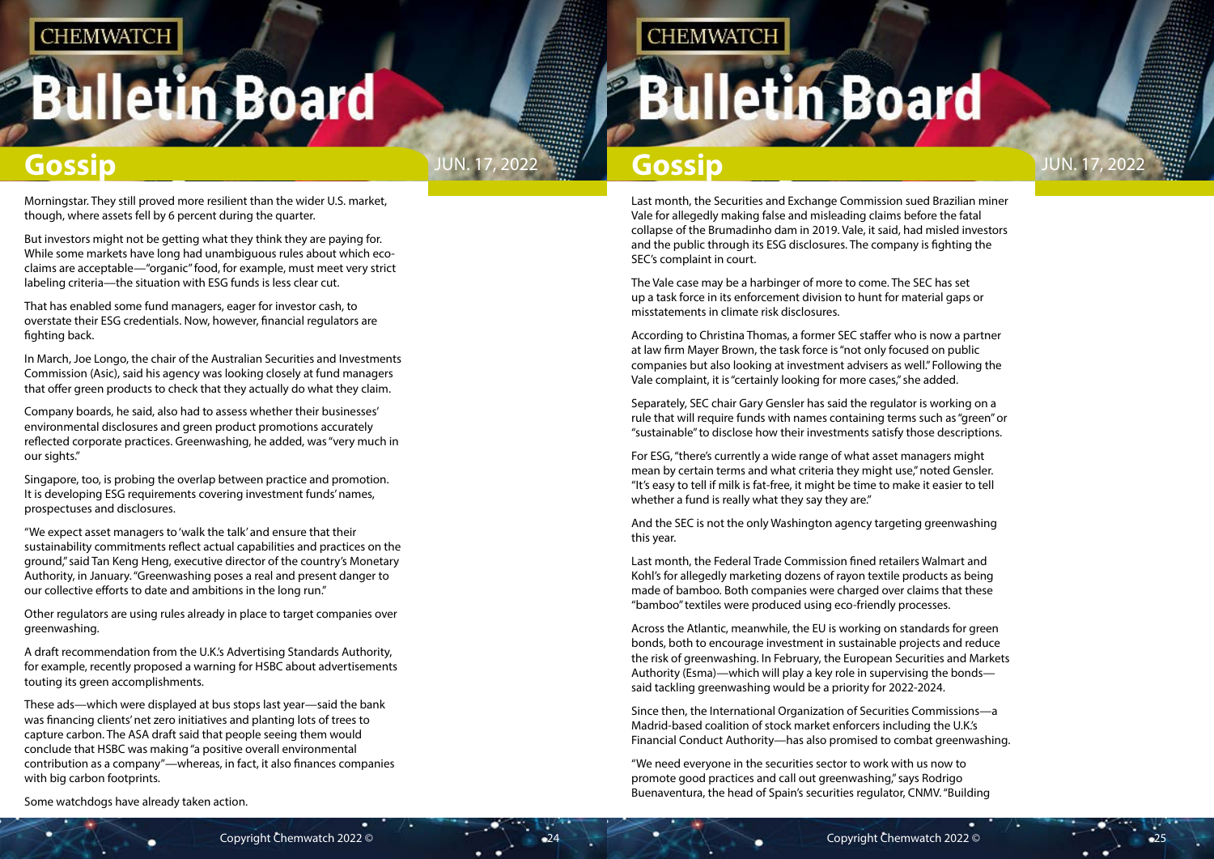Morningstar. They still proved more resilient than the wider U.S. market, though, where assets fell by 6 percent during the quarter.

But investors might not be getting what they think they are paying for. While some markets have long had unambiguous rules about which eco-claims are acceptable—"organic" food, for example, must meet very strict labeling criteria—the situation with ESG funds is less clear cut.

That has enabled some fund managers, eager for investor cash, to overstate their ESG credentials. Now, however, financial regulators are fighting back.

In March, Joe Longo, the chair of the Australian Securities and Investments Commission (Asic), said his agency was looking closely at fund managers that offer green products to check that they actually do what they claim.

Company boards, he said, also had to assess whether their businesses' environmental disclosures and green product promotions accurately reflected corporate practices. Greenwashing, he added, was "very much in our sights."

Singapore, too, is probing the overlap between practice and promotion. It is developing ESG requirements covering investment funds' names, prospectuses and disclosures.

"We expect asset managers to 'walk the talk' and ensure that their sustainability commitments reflect actual capabilities and practices on the ground," said Tan Keng Heng, executive director of the country's Monetary Authority, in January. "Greenwashing poses a real and present danger to our collective efforts to date and ambitions in the long run."

Other regulators are using rules already in place to target companies over greenwashing.

A draft recommendation from the U.K.'s Advertising Standards Authority, for example, recently proposed a warning for HSBC about advertisements touting its green accomplishments.

These ads—which were displayed at bus stops last year—said the bank was financing clients' net zero initiatives and planting lots of trees to capture carbon. The ASA draft said that people seeing them would conclude that HSBC was making "a positive overall environmental contribution as a company"—whereas, in fact, it also finances companies with big carbon footprints.

Some watchdogs have already taken action.

Last month, the Securities and Exchange Commission sued Brazilian miner Vale for allegedly making false and misleading claims before the fatal collapse of the Brumadinho dam in 2019. Vale, it said, had misled investors and the public through its ESG disclosures. The company is fighting the SEC's complaint in court.

The Vale case may be a harbinger of more to come. The SEC has set up a task force in its enforcement division to hunt for material gaps or misstatements in climate risk disclosures.

According to Christina Thomas, a former SEC staffer who is now a partner at law firm Mayer Brown, the task force is "not only focused on public companies but also looking at investment advisers as well." Following the Vale complaint, it is "certainly looking for more cases," she added.

Separately, SEC chair Gary Gensler has said the regulator is working on a rule that will require funds with names containing terms such as "green" or "sustainable" to disclose how their investments satisfy those descriptions.

For ESG, "there's currently a wide range of what asset managers might mean by certain terms and what criteria they might use," noted Gensler. "It's easy to tell if milk is fat-free, it might be time to make it easier to tell whether a fund is really what they say they are."

And the SEC is not the only Washington agency targeting greenwashing this year.

Last month, the Federal Trade Commission fined retailers Walmart and Kohl's for allegedly marketing dozens of rayon textile products as being made of bamboo. Both companies were charged over claims that these "bamboo" textiles were produced using eco-friendly processes.

Across the Atlantic, meanwhile, the EU is working on standards for green bonds, both to encourage investment in sustainable projects and reduce the risk of greenwashing. In February, the European Securities and Markets Authority (Esma)—which will play a key role in supervising the bonds—said tackling greenwashing would be a priority for 2022-2024.

Since then, the International Organization of Securities Commissions—a Madrid-based coalition of stock market enforcers including the U.K.'s Financial Conduct Authority—has also promised to combat greenwashing.

"We need everyone in the securities sector to work with us now to promote good practices and call out greenwashing," says Rodrigo Buenaventura, the head of Spain's securities regulator, CNMV. "Building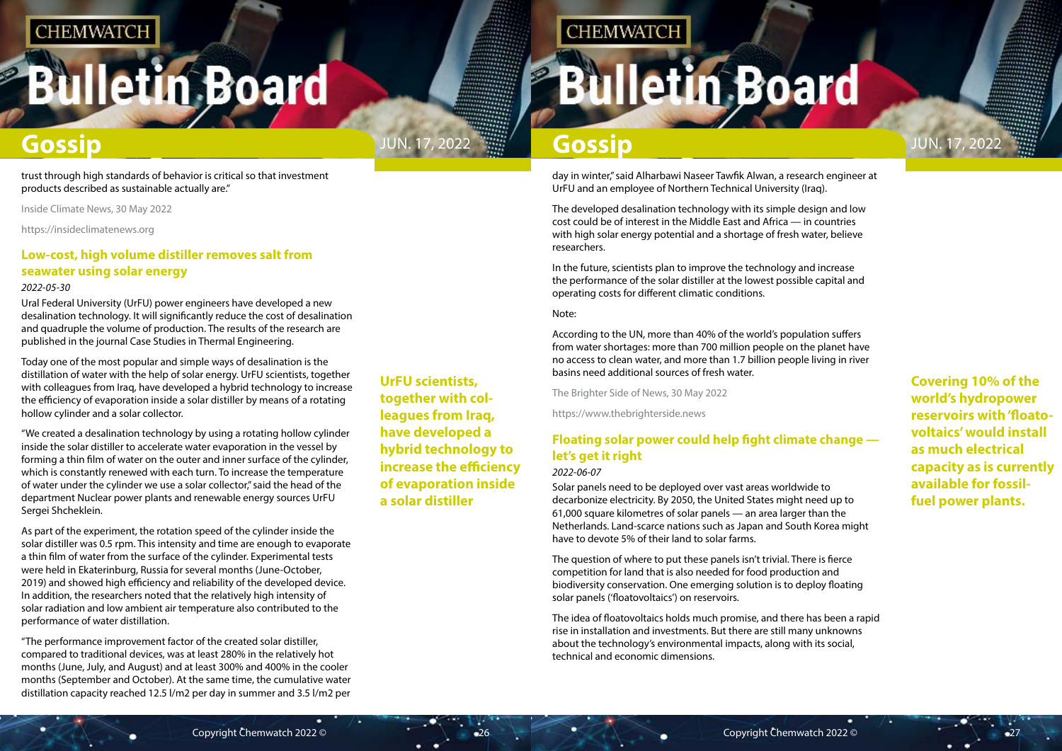trust through high standards of behavior is critical so that investment products described as sustainable actually are."

Inside Climate News, 30 May 2022

https://insideclimatenews.org

## Low-cost, high volume distiller removes salt from seawater using solar energy

*2022-05-30*

Ural Federal University (UrFU) power engineers have developed a new desalination technology. It will significantly reduce the cost of desalination and quadruple the volume of production. The results of the research are published in the journal Case Studies in Thermal Engineering.

Today one of the most popular and simple ways of desalination is the distillation of water with the help of solar energy. UrFU scientists, together with colleagues from Iraq, have developed a hybrid technology to increase the efficiency of evaporation inside a solar distiller by means of a rotating hollow cylinder and a solar collector.

**UrFU scientists, together with colleagues from Iraq, have developed a hybrid technology to increase the efficiency of evaporation inside a solar distiller**

"We created a desalination technology by using a rotating hollow cylinder inside the solar distiller to accelerate water evaporation in the vessel by forming a thin film of water on the outer and inner surface of the cylinder, which is constantly renewed with each turn. To increase the temperature of water under the cylinder we use a solar collector," said the head of the department Nuclear power plants and renewable energy sources UrFU Sergei Shcheklein.

As part of the experiment, the rotation speed of the cylinder inside the solar distiller was 0.5 rpm. This intensity and time are enough to evaporate a thin film of water from the surface of the cylinder. Experimental tests were held in Ekaterinburg, Russia for several months (June-October, 2019) and showed high efficiency and reliability of the developed device. In addition, the researchers noted that the relatively high intensity of solar radiation and low ambient air temperature also contributed to the performance of water distillation.

"The performance improvement factor of the created solar distiller, compared to traditional devices, was at least 280% in the relatively hot months (June, July, and August) and at least 300% and 400% in the cooler months (September and October). At the same time, the cumulative water distillation capacity reached 12.5 l/m2 per day in summer and 3.5 l/m2 per day in winter," said Alharbawi Naseer Tawfik Alwan, a research engineer at UrFU and an employee of Northern Technical University (Iraq).

The developed desalination technology with its simple design and low cost could be of interest in the Middle East and Africa — in countries with high solar energy potential and a shortage of fresh water, believe researchers.

In the future, scientists plan to improve the technology and increase the performance of the solar distiller at the lowest possible capital and operating costs for different climatic conditions.

Note:

According to the UN, more than 40% of the world's population suffers from water shortages: more than 700 million people on the planet have no access to clean water, and more than 1.7 billion people living in river basins need additional sources of fresh water.

The Brighter Side of News, 30 May 2022

https://www.thebrighterside.news

## Floating solar power could help fight climate change — let's get it right

*2022-06-07*

Solar panels need to be deployed over vast areas worldwide to decarbonize electricity. By 2050, the United States might need up to 61,000 square kilometres of solar panels — an area larger than the Netherlands. Land-scarce nations such as Japan and South Korea might have to devote 5% of their land to solar farms.

**Covering 10% of the world's hydropower reservoirs with 'floatovoltaics' would install as much electrical capacity as is currently available for fossil-fuel power plants.**

The question of where to put these panels isn't trivial. There is fierce competition for land that is also needed for food production and biodiversity conservation. One emerging solution is to deploy floating solar panels ('floatovoltaics') on reservoirs.

The idea of floatovoltaics holds much promise, and there has been a rapid rise in installation and investments. But there are still many unknowns about the technology's environmental impacts, along with its social, technical and economic dimensions.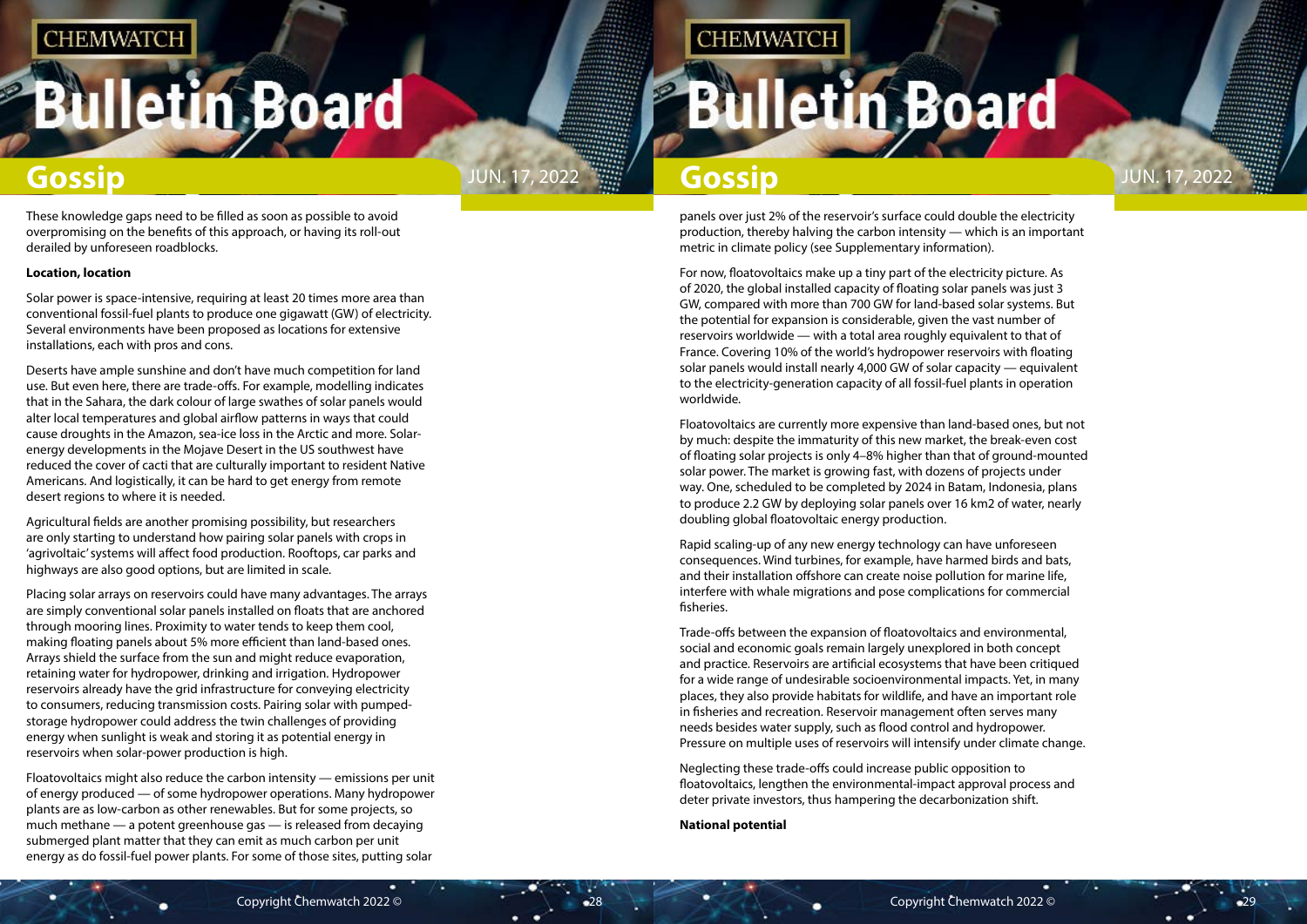These knowledge gaps need to be filled as soon as possible to avoid overpromising on the benefits of this approach, or having its roll-out derailed by unforeseen roadblocks.

**Location, location**

Solar power is space-intensive, requiring at least 20 times more area than conventional fossil-fuel plants to produce one gigawatt (GW) of electricity. Several environments have been proposed as locations for extensive installations, each with pros and cons.

Deserts have ample sunshine and don't have much competition for land use. But even here, there are trade-offs. For example, modelling indicates that in the Sahara, the dark colour of large swathes of solar panels would alter local temperatures and global airflow patterns in ways that could cause droughts in the Amazon, sea-ice loss in the Arctic and more. Solar-energy developments in the Mojave Desert in the US southwest have reduced the cover of cacti that are culturally important to resident Native Americans. And logistically, it can be hard to get energy from remote desert regions to where it is needed.

Agricultural fields are another promising possibility, but researchers are only starting to understand how pairing solar panels with crops in 'agrivoltaic' systems will affect food production. Rooftops, car parks and highways are also good options, but are limited in scale.

Placing solar arrays on reservoirs could have many advantages. The arrays are simply conventional solar panels installed on floats that are anchored through mooring lines. Proximity to water tends to keep them cool, making floating panels about 5% more efficient than land-based ones. Arrays shield the surface from the sun and might reduce evaporation, retaining water for hydropower, drinking and irrigation. Hydropower reservoirs already have the grid infrastructure for conveying electricity to consumers, reducing transmission costs. Pairing solar with pumped-storage hydropower could address the twin challenges of providing energy when sunlight is weak and storing it as potential energy in reservoirs when solar-power production is high.

Floatovoltaics might also reduce the carbon intensity — emissions per unit of energy produced — of some hydropower operations. Many hydropower plants are as low-carbon as other renewables. But for some projects, so much methane — a potent greenhouse gas — is released from decaying submerged plant matter that they can emit as much carbon per unit energy as do fossil-fuel power plants. For some of those sites, putting solar panels over just 2% of the reservoir's surface could double the electricity production, thereby halving the carbon intensity — which is an important metric in climate policy (see Supplementary information).

For now, floatovoltaics make up a tiny part of the electricity picture. As of 2020, the global installed capacity of floating solar panels was just 3 GW, compared with more than 700 GW for land-based solar systems. But the potential for expansion is considerable, given the vast number of reservoirs worldwide — with a total area roughly equivalent to that of France. Covering 10% of the world's hydropower reservoirs with floating solar panels would install nearly 4,000 GW of solar capacity — equivalent to the electricity-generation capacity of all fossil-fuel plants in operation worldwide.

Floatovoltaics are currently more expensive than land-based ones, but not by much: despite the immaturity of this new market, the break-even cost of floating solar projects is only 4–8% higher than that of ground-mounted solar power. The market is growing fast, with dozens of projects under way. One, scheduled to be completed by 2024 in Batam, Indonesia, plans to produce 2.2 GW by deploying solar panels over 16 km2 of water, nearly doubling global floatovoltaic energy production.

Rapid scaling-up of any new energy technology can have unforeseen consequences. Wind turbines, for example, have harmed birds and bats, and their installation offshore can create noise pollution for marine life, interfere with whale migrations and pose complications for commercial fisheries.

Trade-offs between the expansion of floatovoltaics and environmental, social and economic goals remain largely unexplored in both concept and practice. Reservoirs are artificial ecosystems that have been critiqued for a wide range of undesirable socioenvironmental impacts. Yet, in many places, they also provide habitats for wildlife, and have an important role in fisheries and recreation. Reservoir management often serves many needs besides water supply, such as flood control and hydropower. Pressure on multiple uses of reservoirs will intensify under climate change.

Neglecting these trade-offs could increase public opposition to floatovoltaics, lengthen the environmental-impact approval process and deter private investors, thus hampering the decarbonization shift.

**National potential**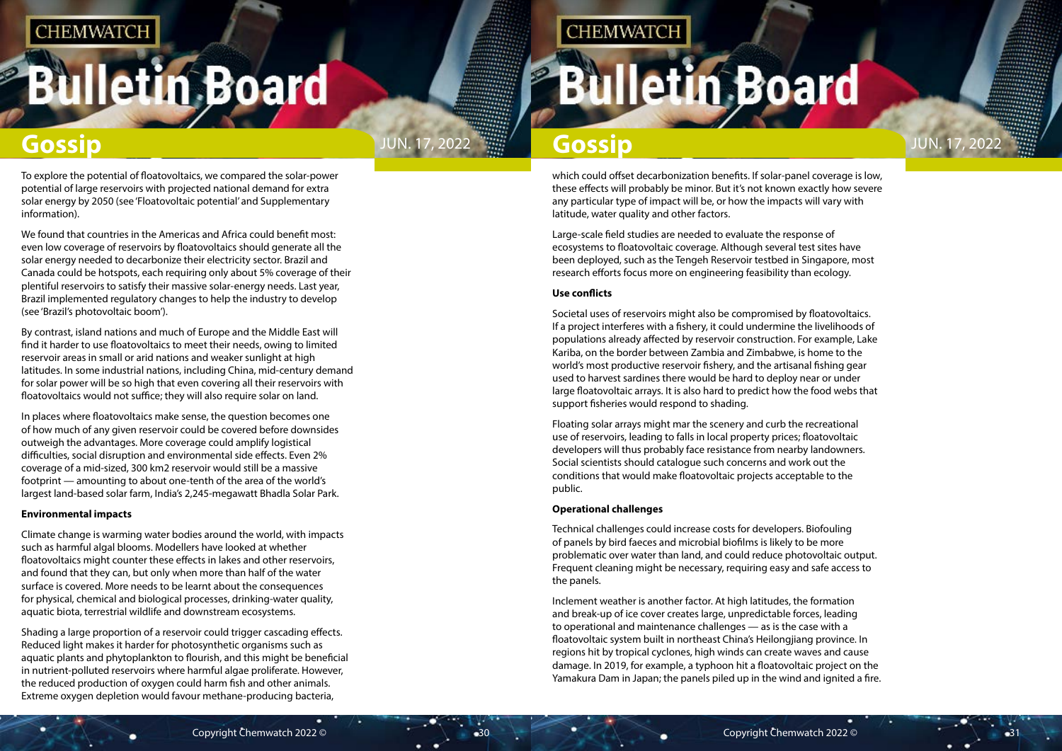To explore the potential of floatovoltaics, we compared the solar-power potential of large reservoirs with projected national demand for extra solar energy by 2050 (see 'Floatovoltaic potential' and Supplementary information).

We found that countries in the Americas and Africa could benefit most: even low coverage of reservoirs by floatovoltaics should generate all the solar energy needed to decarbonize their electricity sector. Brazil and Canada could be hotspots, each requiring only about 5% coverage of their plentiful reservoirs to satisfy their massive solar-energy needs. Last year, Brazil implemented regulatory changes to help the industry to develop (see 'Brazil's photovoltaic boom').

By contrast, island nations and much of Europe and the Middle East will find it harder to use floatovoltaics to meet their needs, owing to limited reservoir areas in small or arid nations and weaker sunlight at high latitudes. In some industrial nations, including China, mid-century demand for solar power will be so high that even covering all their reservoirs with floatovoltaics would not suffice; they will also require solar on land.

In places where floatovoltaics make sense, the question becomes one of how much of any given reservoir could be covered before downsides outweigh the advantages. More coverage could amplify logistical difficulties, social disruption and environmental side effects. Even 2% coverage of a mid-sized, 300 km2 reservoir would still be a massive footprint — amounting to about one-tenth of the area of the world's largest land-based solar farm, India's 2,245-megawatt Bhadla Solar Park.

**Environmental impacts**

Climate change is warming water bodies around the world, with impacts such as harmful algal blooms. Modellers have looked at whether floatovoltaics might counter these effects in lakes and other reservoirs, and found that they can, but only when more than half of the water surface is covered. More needs to be learnt about the consequences for physical, chemical and biological processes, drinking-water quality, aquatic biota, terrestrial wildlife and downstream ecosystems.

Shading a large proportion of a reservoir could trigger cascading effects. Reduced light makes it harder for photosynthetic organisms such as aquatic plants and phytoplankton to flourish, and this might be beneficial in nutrient-polluted reservoirs where harmful algae proliferate. However, the reduced production of oxygen could harm fish and other animals. Extreme oxygen depletion would favour methane-producing bacteria, which could offset decarbonization benefits. If solar-panel coverage is low, these effects will probably be minor. But it's not known exactly how severe any particular type of impact will be, or how the impacts will vary with latitude, water quality and other factors.

Large-scale field studies are needed to evaluate the response of ecosystems to floatovoltaic coverage. Although several test sites have been deployed, such as the Tengeh Reservoir testbed in Singapore, most research efforts focus more on engineering feasibility than ecology.

**Use conflicts**

Societal uses of reservoirs might also be compromised by floatovoltaics. If a project interferes with a fishery, it could undermine the livelihoods of populations already affected by reservoir construction. For example, Lake Kariba, on the border between Zambia and Zimbabwe, is home to the world's most productive reservoir fishery, and the artisanal fishing gear used to harvest sardines there would be hard to deploy near or under large floatovoltaic arrays. It is also hard to predict how the food webs that support fisheries would respond to shading.

Floating solar arrays might mar the scenery and curb the recreational use of reservoirs, leading to falls in local property prices; floatovoltaic developers will thus probably face resistance from nearby landowners. Social scientists should catalogue such concerns and work out the conditions that would make floatovoltaic projects acceptable to the public.

**Operational challenges**

Technical challenges could increase costs for developers. Biofouling of panels by bird faeces and microbial biofilms is likely to be more problematic over water than land, and could reduce photovoltaic output. Frequent cleaning might be necessary, requiring easy and safe access to the panels.

Inclement weather is another factor. At high latitudes, the formation and break-up of ice cover creates large, unpredictable forces, leading to operational and maintenance challenges — as is the case with a floatovoltaic system built in northeast China's Heilongjiang province. In regions hit by tropical cyclones, high winds can create waves and cause damage. In 2019, for example, a typhoon hit a floatovoltaic project on the Yamakura Dam in Japan; the panels piled up in the wind and ignited a fire.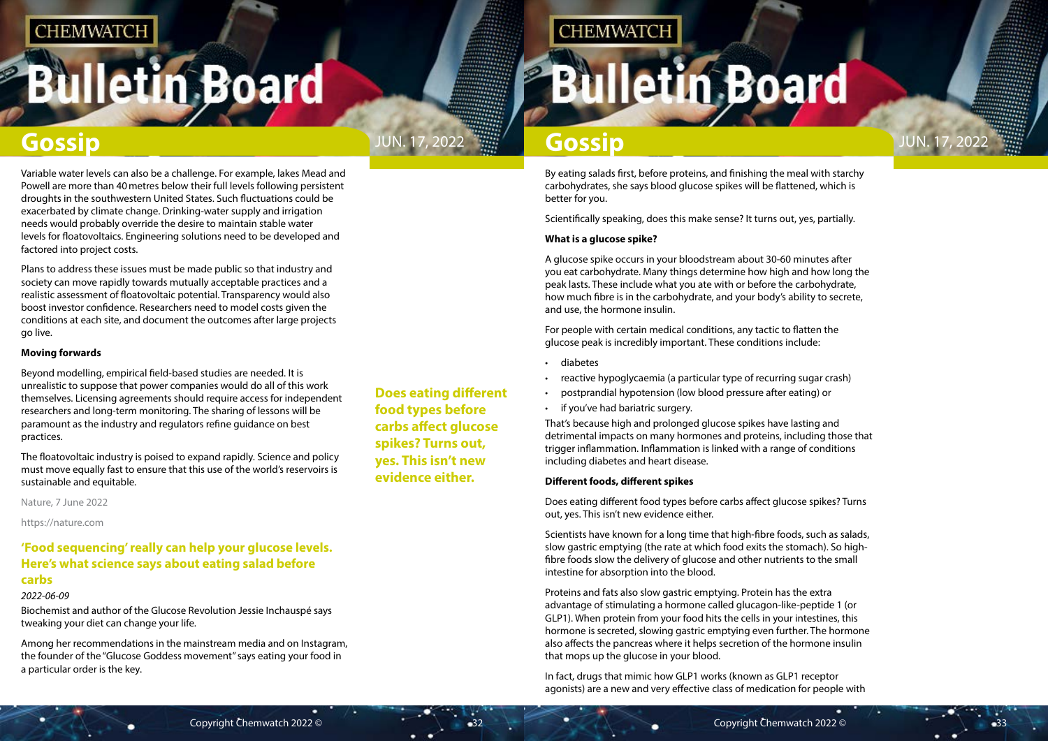Variable water levels can also be a challenge. For example, lakes Mead and Powell are more than 40 metres below their full levels following persistent droughts in the southwestern United States. Such fluctuations could be exacerbated by climate change. Drinking-water supply and irrigation needs would probably override the desire to maintain stable water levels for floatovoltaics. Engineering solutions need to be developed and factored into project costs.

Plans to address these issues must be made public so that industry and society can move rapidly towards mutually acceptable practices and a realistic assessment of floatovoltaic potential. Transparency would also boost investor confidence. Researchers need to model costs given the conditions at each site, and document the outcomes after large projects go live.

**Moving forwards**

Beyond modelling, empirical field-based studies are needed. It is unrealistic to suppose that power companies would do all of this work themselves. Licensing agreements should require access for independent researchers and long-term monitoring. The sharing of lessons will be paramount as the industry and regulators refine guidance on best practices.

The floatovoltaic industry is poised to expand rapidly. Science and policy must move equally fast to ensure that this use of the world's reservoirs is sustainable and equitable.

Nature, 7 June 2022

https://nature.com

## 'Food sequencing' really can help your glucose levels. Here's what science says about eating salad before carbs

*2022-06-09*

Biochemist and author of the Glucose Revolution Jessie Inchauspé says tweaking your diet can change your life.

Among her recommendations in the mainstream media and on Instagram, the founder of the "Glucose Goddess movement" says eating your food in a particular order is the key.

By eating salads first, before proteins, and finishing the meal with starchy carbohydrates, she says blood glucose spikes will be flattened, which is better for you.

Scientifically speaking, does this make sense? It turns out, yes, partially.

**What is a glucose spike?**

A glucose spike occurs in your bloodstream about 30-60 minutes after you eat carbohydrate. Many things determine how high and how long the peak lasts. These include what you ate with or before the carbohydrate, how much fibre is in the carbohydrate, and your body's ability to secrete, and use, the hormone insulin.

For people with certain medical conditions, any tactic to flatten the glucose peak is incredibly important. These conditions include:

- diabetes
- reactive hypoglycaemia (a particular type of recurring sugar crash)
- postprandial hypotension (low blood pressure after eating) or
- if you've had bariatric surgery.

That's because high and prolonged glucose spikes have lasting and detrimental impacts on many hormones and proteins, including those that trigger inflammation. Inflammation is linked with a range of conditions including diabetes and heart disease.

**Different foods, different spikes**

Does eating different food types before carbs affect glucose spikes? Turns out, yes. This isn't new evidence either.

Scientists have known for a long time that high-fibre foods, such as salads, slow gastric emptying (the rate at which food exits the stomach). So high-fibre foods slow the delivery of glucose and other nutrients to the small intestine for absorption into the blood.

Proteins and fats also slow gastric emptying. Protein has the extra advantage of stimulating a hormone called glucagon-like-peptide 1 (or GLP1). When protein from your food hits the cells in your intestines, this hormone is secreted, slowing gastric emptying even further. The hormone also affects the pancreas where it helps secretion of the hormone insulin that mops up the glucose in your blood.

In fact, drugs that mimic how GLP1 works (known as GLP1 receptor agonists) are a new and very effective class of medication for people with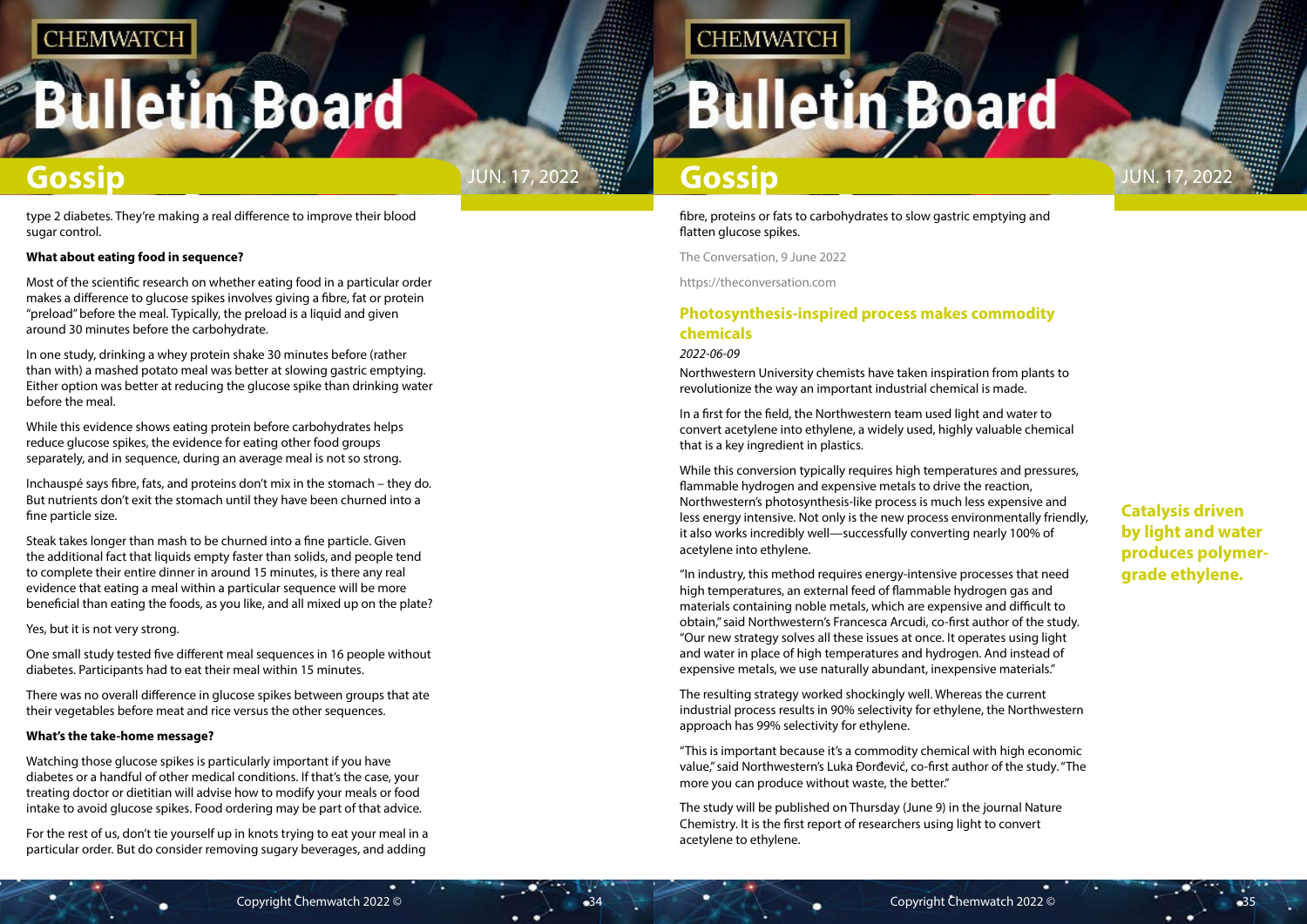type 2 diabetes. They're making a real difference to improve their blood sugar control.

**What about eating food in sequence?**

Most of the scientific research on whether eating food in a particular order makes a difference to glucose spikes involves giving a fibre, fat or protein "preload" before the meal. Typically, the preload is a liquid and given around 30 minutes before the carbohydrate.

In one study, drinking a whey protein shake 30 minutes before (rather than with) a mashed potato meal was better at slowing gastric emptying. Either option was better at reducing the glucose spike than drinking water before the meal.

While this evidence shows eating protein before carbohydrates helps reduce glucose spikes, the evidence for eating other food groups separately, and in sequence, during an average meal is not so strong.

Inchauspé says fibre, fats, and proteins don't mix in the stomach – they do. But nutrients don't exit the stomach until they have been churned into a fine particle size.

Steak takes longer than mash to be churned into a fine particle. Given the additional fact that liquids empty faster than solids, and people tend to complete their entire dinner in around 15 minutes, is there any real evidence that eating a meal within a particular sequence will be more beneficial than eating the foods, as you like, and all mixed up on the plate?

Yes, but it is not very strong.

One small study tested five different meal sequences in 16 people without diabetes. Participants had to eat their meal within 15 minutes.

There was no overall difference in glucose spikes between groups that ate their vegetables before meat and rice versus the other sequences.

**What's the take-home message?**

Watching those glucose spikes is particularly important if you have diabetes or a handful of other medical conditions. If that's the case, your treating doctor or dietitian will advise how to modify your meals or food intake to avoid glucose spikes. Food ordering may be part of that advice.

For the rest of us, don't tie yourself up in knots trying to eat your meal in a particular order. But do consider removing sugary beverages, and adding fibre, proteins or fats to carbohydrates to slow gastric emptying and flatten glucose spikes.

The Conversation, 9 June 2022

https://theconversation.com

## Photosynthesis-inspired process makes commodity chemicals

*2022-06-09*

**Catalysis driven by light and water produces polymer-grade ethylene.**

Northwestern University chemists have taken inspiration from plants to revolutionize the way an important industrial chemical is made.

In a first for the field, the Northwestern team used light and water to convert acetylene into ethylene, a widely used, highly valuable chemical that is a key ingredient in plastics.

While this conversion typically requires high temperatures and pressures, flammable hydrogen and expensive metals to drive the reaction, Northwestern's photosynthesis-like process is much less expensive and less energy intensive. Not only is the new process environmentally friendly, it also works incredibly well—successfully converting nearly 100% of acetylene into ethylene.

"In industry, this method requires energy-intensive processes that need high temperatures, an external feed of flammable hydrogen gas and materials containing noble metals, which are expensive and difficult to obtain," said Northwestern's Francesca Arcudi, co-first author of the study. "Our new strategy solves all these issues at once. It operates using light and water in place of high temperatures and hydrogen. And instead of expensive metals, we use naturally abundant, inexpensive materials."

The resulting strategy worked shockingly well. Whereas the current industrial process results in 90% selectivity for ethylene, the Northwestern approach has 99% selectivity for ethylene.

"This is important because it's a commodity chemical with high economic value," said Northwestern's Luka Đorđević, co-first author of the study. "The more you can produce without waste, the better."

The study will be published on Thursday (June 9) in the journal Nature Chemistry. It is the first report of researchers using light to convert acetylene to ethylene.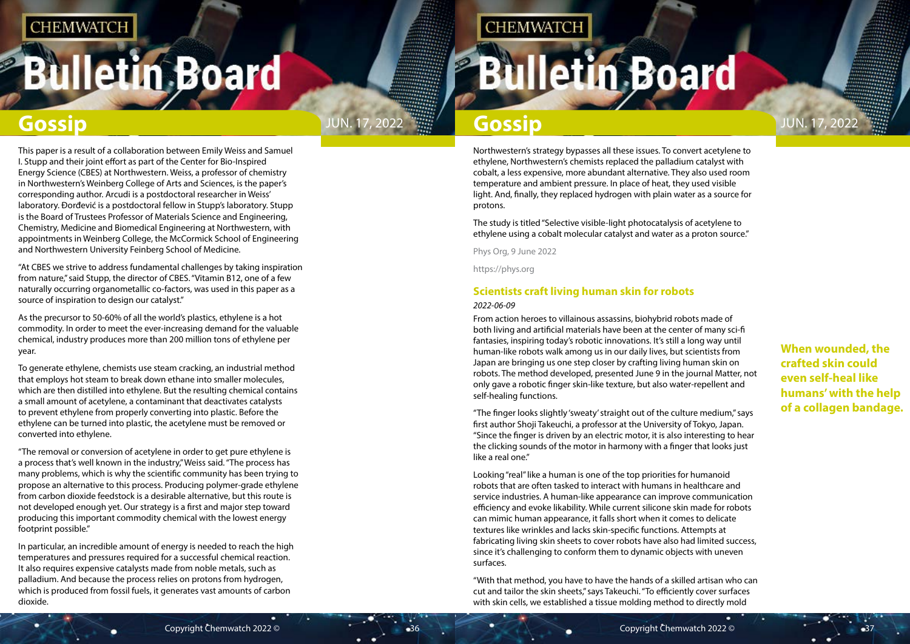This paper is a result of a collaboration between Emily Weiss and Samuel I. Stupp and their joint effort as part of the Center for Bio-Inspired Energy Science (CBES) at Northwestern. Weiss, a professor of chemistry in Northwestern's Weinberg College of Arts and Sciences, is the paper's corresponding author. Arcudi is a postdoctoral researcher in Weiss' laboratory. Đorđević is a postdoctoral fellow in Stupp's laboratory. Stupp is the Board of Trustees Professor of Materials Science and Engineering, Chemistry, Medicine and Biomedical Engineering at Northwestern, with appointments in Weinberg College, the McCormick School of Engineering and Northwestern University Feinberg School of Medicine.

"At CBES we strive to address fundamental challenges by taking inspiration from nature," said Stupp, the director of CBES. "Vitamin B12, one of a few naturally occurring organometallic co-factors, was used in this paper as a source of inspiration to design our catalyst."

As the precursor to 50-60% of all the world's plastics, ethylene is a hot commodity. In order to meet the ever-increasing demand for the valuable chemical, industry produces more than 200 million tons of ethylene per year.

To generate ethylene, chemists use steam cracking, an industrial method that employs hot steam to break down ethane into smaller molecules, which are then distilled into ethylene. But the resulting chemical contains a small amount of acetylene, a contaminant that deactivates catalysts to prevent ethylene from properly converting into plastic. Before the ethylene can be turned into plastic, the acetylene must be removed or converted into ethylene.

"The removal or conversion of acetylene in order to get pure ethylene is a process that's well known in the industry," Weiss said. "The process has many problems, which is why the scientific community has been trying to propose an alternative to this process. Producing polymer-grade ethylene from carbon dioxide feedstock is a desirable alternative, but this route is not developed enough yet. Our strategy is a first and major step toward producing this important commodity chemical with the lowest energy footprint possible."

In particular, an incredible amount of energy is needed to reach the high temperatures and pressures required for a successful chemical reaction. It also requires expensive catalysts made from noble metals, such as palladium. And because the process relies on protons from hydrogen, which is produced from fossil fuels, it generates vast amounts of carbon dioxide.

Northwestern's strategy bypasses all these issues. To convert acetylene to ethylene, Northwestern's chemists replaced the palladium catalyst with cobalt, a less expensive, more abundant alternative. They also used room temperature and ambient pressure. In place of heat, they used visible light. And, finally, they replaced hydrogen with plain water as a source for protons.

The study is titled "Selective visible-light photocatalysis of acetylene to ethylene using a cobalt molecular catalyst and water as a proton source."

Phys Org, 9 June 2022

https://phys.org

## Scientists craft living human skin for robots

*2022-06-09*

From action heroes to villainous assassins, biohybrid robots made of both living and artificial materials have been at the center of many sci-fi fantasies, inspiring today's robotic innovations. It's still a long way until human-like robots walk among us in our daily lives, but scientists from Japan are bringing us one step closer by crafting living human skin on robots. The method developed, presented June 9 in the journal Matter, not only gave a robotic finger skin-like texture, but also water-repellent and self-healing functions.

**When wounded, the crafted skin could even self-heal like humans' with the help of a collagen bandage.**

"The finger looks slightly 'sweaty' straight out of the culture medium," says first author Shoji Takeuchi, a professor at the University of Tokyo, Japan. "Since the finger is driven by an electric motor, it is also interesting to hear the clicking sounds of the motor in harmony with a finger that looks just like a real one."

Looking "real" like a human is one of the top priorities for humanoid robots that are often tasked to interact with humans in healthcare and service industries. A human-like appearance can improve communication efficiency and evoke likability. While current silicone skin made for robots can mimic human appearance, it falls short when it comes to delicate textures like wrinkles and lacks skin-specific functions. Attempts at fabricating living skin sheets to cover robots have also had limited success, since it's challenging to conform them to dynamic objects with uneven surfaces.

"With that method, you have to have the hands of a skilled artisan who can cut and tailor the skin sheets," says Takeuchi. "To efficiently cover surfaces with skin cells, we established a tissue molding method to directly mold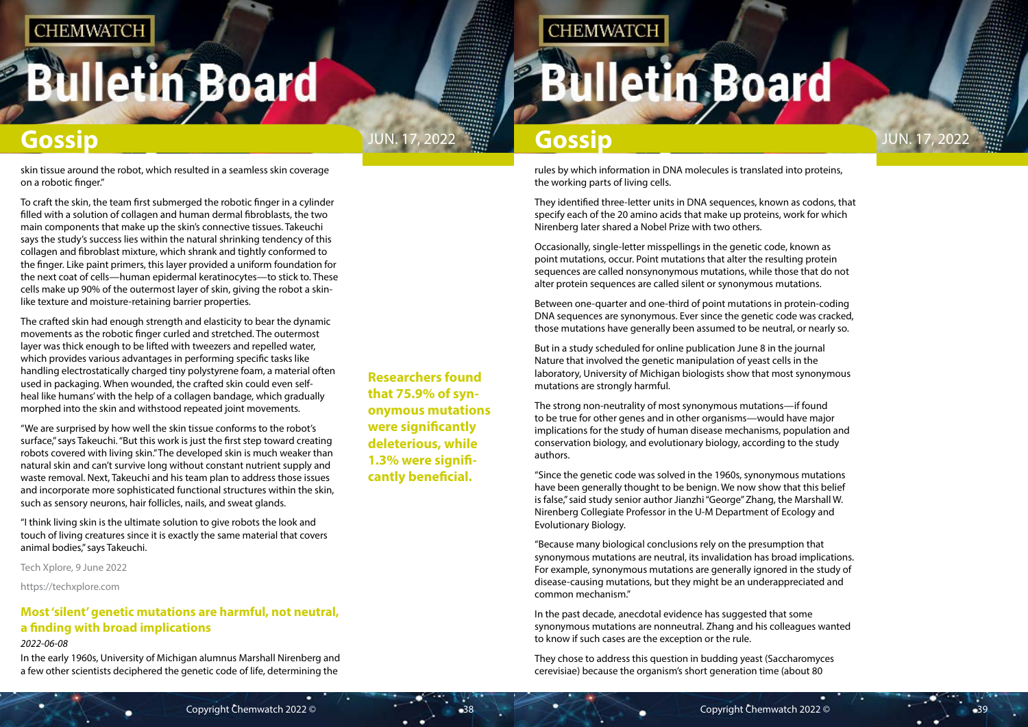skin tissue around the robot, which resulted in a seamless skin coverage on a robotic finger."

To craft the skin, the team first submerged the robotic finger in a cylinder filled with a solution of collagen and human dermal fibroblasts, the two main components that make up the skin's connective tissues. Takeuchi says the study's success lies within the natural shrinking tendency of this collagen and fibroblast mixture, which shrank and tightly conformed to the finger. Like paint primers, this layer provided a uniform foundation for the next coat of cells—human epidermal keratinocytes—to stick to. These cells make up 90% of the outermost layer of skin, giving the robot a skin-like texture and moisture-retaining barrier properties.

The crafted skin had enough strength and elasticity to bear the dynamic movements as the robotic finger curled and stretched. The outermost layer was thick enough to be lifted with tweezers and repelled water, which provides various advantages in performing specific tasks like handling electrostatically charged tiny polystyrene foam, a material often used in packaging. When wounded, the crafted skin could even self-heal like humans' with the help of a collagen bandage, which gradually morphed into the skin and withstood repeated joint movements.

"We are surprised by how well the skin tissue conforms to the robot's surface," says Takeuchi. "But this work is just the first step toward creating robots covered with living skin." The developed skin is much weaker than natural skin and can't survive long without constant nutrient supply and waste removal. Next, Takeuchi and his team plan to address those issues and incorporate more sophisticated functional structures within the skin, such as sensory neurons, hair follicles, nails, and sweat glands.

"I think living skin is the ultimate solution to give robots the look and touch of living creatures since it is exactly the same material that covers animal bodies," says Takeuchi.

Tech Xplore, 9 June 2022

https://techxplore.com

## Most 'silent' genetic mutations are harmful, not neutral, a finding with broad implications

*2022-06-08*

In the early 1960s, University of Michigan alumnus Marshall Nirenberg and a few other scientists deciphered the genetic code of life, determining the rules by which information in DNA molecules is translated into proteins, the working parts of living cells.

They identified three-letter units in DNA sequences, known as codons, that specify each of the 20 amino acids that make up proteins, work for which Nirenberg later shared a Nobel Prize with two others.

Occasionally, single-letter misspellings in the genetic code, known as point mutations, occur. Point mutations that alter the resulting protein sequences are called nonsynonymous mutations, while those that do not alter protein sequences are called silent or synonymous mutations.

Between one-quarter and one-third of point mutations in protein-coding DNA sequences are synonymous. Ever since the genetic code was cracked, those mutations have generally been assumed to be neutral, or nearly so.

But in a study scheduled for online publication June 8 in the journal Nature that involved the genetic manipulation of yeast cells in the laboratory, University of Michigan biologists show that most synonymous mutations are strongly harmful.

**Researchers found that 75.9% of synonymous mutations were significantly deleterious, while 1.3% were significantly beneficial.**

The strong non-neutrality of most synonymous mutations—if found to be true for other genes and in other organisms—would have major implications for the study of human disease mechanisms, population and conservation biology, and evolutionary biology, according to the study authors.

"Since the genetic code was solved in the 1960s, synonymous mutations have been generally thought to be benign. We now show that this belief is false," said study senior author Jianzhi "George" Zhang, the Marshall W. Nirenberg Collegiate Professor in the U-M Department of Ecology and Evolutionary Biology.

"Because many biological conclusions rely on the presumption that synonymous mutations are neutral, its invalidation has broad implications. For example, synonymous mutations are generally ignored in the study of disease-causing mutations, but they might be an underappreciated and common mechanism."

In the past decade, anecdotal evidence has suggested that some synonymous mutations are nonneutral. Zhang and his colleagues wanted to know if such cases are the exception or the rule.

They chose to address this question in budding yeast (Saccharomyces cerevisiae) because the organism's short generation time (about 80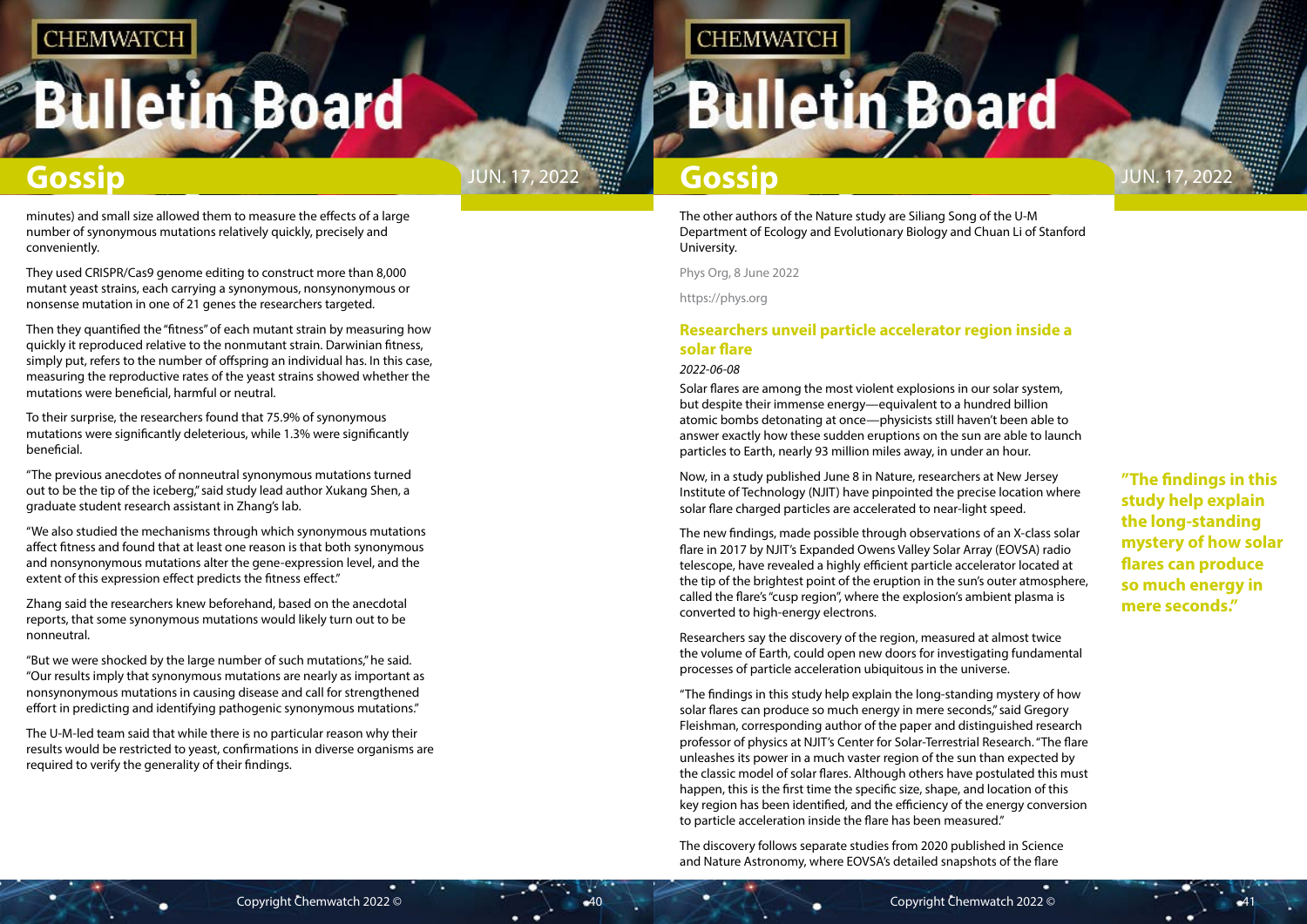minutes) and small size allowed them to measure the effects of a large number of synonymous mutations relatively quickly, precisely and conveniently.

They used CRISPR/Cas9 genome editing to construct more than 8,000 mutant yeast strains, each carrying a synonymous, nonsynonymous or nonsense mutation in one of 21 genes the researchers targeted.

Then they quantified the "fitness" of each mutant strain by measuring how quickly it reproduced relative to the nonmutant strain. Darwinian fitness, simply put, refers to the number of offspring an individual has. In this case, measuring the reproductive rates of the yeast strains showed whether the mutations were beneficial, harmful or neutral.

To their surprise, the researchers found that 75.9% of synonymous mutations were significantly deleterious, while 1.3% were significantly beneficial.

"The previous anecdotes of nonneutral synonymous mutations turned out to be the tip of the iceberg," said study lead author Xukang Shen, a graduate student research assistant in Zhang's lab.

"We also studied the mechanisms through which synonymous mutations affect fitness and found that at least one reason is that both synonymous and nonsynonymous mutations alter the gene-expression level, and the extent of this expression effect predicts the fitness effect."

Zhang said the researchers knew beforehand, based on the anecdotal reports, that some synonymous mutations would likely turn out to be nonneutral.

"But we were shocked by the large number of such mutations," he said. "Our results imply that synonymous mutations are nearly as important as nonsynonymous mutations in causing disease and call for strengthened effort in predicting and identifying pathogenic synonymous mutations."

The U-M-led team said that while there is no particular reason why their results would be restricted to yeast, confirmations in diverse organisms are required to verify the generality of their findings.

The other authors of the Nature study are Siliang Song of the U-M Department of Ecology and Evolutionary Biology and Chuan Li of Stanford University.

Phys Org, 8 June 2022

https://phys.org

## Researchers unveil particle accelerator region inside a solar flare

*2022-06-08*

Solar flares are among the most violent explosions in our solar system, but despite their immense energy—equivalent to a hundred billion atomic bombs detonating at once—physicists still haven't been able to answer exactly how these sudden eruptions on the sun are able to launch particles to Earth, nearly 93 million miles away, in under an hour.

Now, in a study published June 8 in Nature, researchers at New Jersey Institute of Technology (NJIT) have pinpointed the precise location where solar flare charged particles are accelerated to near-light speed.

The new findings, made possible through observations of an X-class solar flare in 2017 by NJIT's Expanded Owens Valley Solar Array (EOVSA) radio telescope, have revealed a highly efficient particle accelerator located at the tip of the brightest point of the eruption in the sun's outer atmosphere, called the flare's "cusp region", where the explosion's ambient plasma is converted to high-energy electrons.

Researchers say the discovery of the region, measured at almost twice the volume of Earth, could open new doors for investigating fundamental processes of particle acceleration ubiquitous in the universe.

"The findings in this study help explain the long-standing mystery of how solar flares can produce so much energy in mere seconds," said Gregory Fleishman, corresponding author of the paper and distinguished research professor of physics at NJIT's Center for Solar-Terrestrial Research. "The flare unleashes its power in a much vaster region of the sun than expected by the classic model of solar flares. Although others have postulated this must happen, this is the first time the specific size, shape, and location of this key region has been identified, and the efficiency of the energy conversion to particle acceleration inside the flare has been measured."

**"The findings in this study help explain the long-standing mystery of how solar flares can produce so much energy in mere seconds."**

The discovery follows separate studies from 2020 published in Science and Nature Astronomy, where EOVSA's detailed snapshots of the flare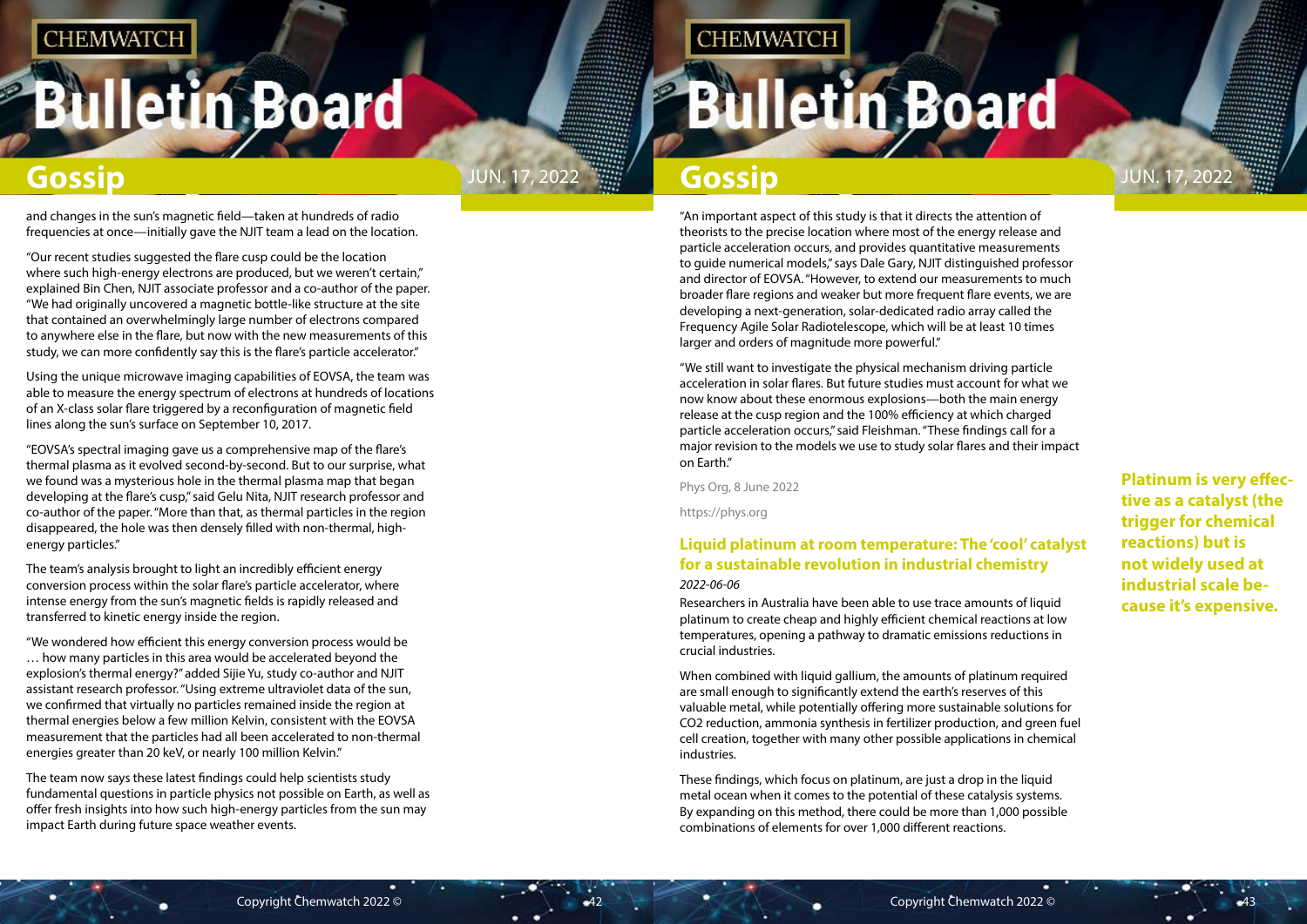and changes in the sun's magnetic field—taken at hundreds of radio frequencies at once—initially gave the NJIT team a lead on the location.

"Our recent studies suggested the flare cusp could be the location where such high-energy electrons are produced, but we weren't certain," explained Bin Chen, NJIT associate professor and a co-author of the paper. "We had originally uncovered a magnetic bottle-like structure at the site that contained an overwhelmingly large number of electrons compared to anywhere else in the flare, but now with the new measurements of this study, we can more confidently say this is the flare's particle accelerator."

Using the unique microwave imaging capabilities of EOVSA, the team was able to measure the energy spectrum of electrons at hundreds of locations of an X-class solar flare triggered by a reconfiguration of magnetic field lines along the sun's surface on September 10, 2017.

"EOVSA's spectral imaging gave us a comprehensive map of the flare's thermal plasma as it evolved second-by-second. But to our surprise, what we found was a mysterious hole in the thermal plasma map that began developing at the flare's cusp," said Gelu Nita, NJIT research professor and co-author of the paper. "More than that, as thermal particles in the region disappeared, the hole was then densely filled with non-thermal, high-energy particles."

The team's analysis brought to light an incredibly efficient energy conversion process within the solar flare's particle accelerator, where intense energy from the sun's magnetic fields is rapidly released and transferred to kinetic energy inside the region.

"We wondered how efficient this energy conversion process would be … how many particles in this area would be accelerated beyond the explosion's thermal energy?" added Sijie Yu, study co-author and NJIT assistant research professor. "Using extreme ultraviolet data of the sun, we confirmed that virtually no particles remained inside the region at thermal energies below a few million Kelvin, consistent with the EOVSA measurement that the particles had all been accelerated to non-thermal energies greater than 20 keV, or nearly 100 million Kelvin."

The team now says these latest findings could help scientists study fundamental questions in particle physics not possible on Earth, as well as offer fresh insights into how such high-energy particles from the sun may impact Earth during future space weather events.

"An important aspect of this study is that it directs the attention of theorists to the precise location where most of the energy release and particle acceleration occurs, and provides quantitative measurements to guide numerical models," says Dale Gary, NJIT distinguished professor and director of EOVSA. "However, to extend our measurements to much broader flare regions and weaker but more frequent flare events, we are developing a next-generation, solar-dedicated radio array called the Frequency Agile Solar Radiotelescope, which will be at least 10 times larger and orders of magnitude more powerful."

"We still want to investigate the physical mechanism driving particle acceleration in solar flares. But future studies must account for what we now know about these enormous explosions—both the main energy release at the cusp region and the 100% efficiency at which charged particle acceleration occurred," said Fleishman. "These findings call for a major revision to the models we use to study solar flares and their impact on Earth."

Phys Org, 8 June 2022

https://phys.org

## Liquid platinum at room temperature: The 'cool' catalyst for a sustainable revolution in industrial chemistry

*2022-06-06*

Researchers in Australia have been able to use trace amounts of liquid platinum to create cheap and highly efficient chemical reactions at low temperatures, opening a pathway to dramatic emissions reductions in crucial industries.

When combined with liquid gallium, the amounts of platinum required are small enough to significantly extend the earth's reserves of this valuable metal, while potentially offering more sustainable solutions for CO2 reduction, ammonia synthesis in fertilizer production, and green fuel cell creation, together with many other possible applications in chemical industries.

These findings, which focus on platinum, are just a drop in the liquid metal ocean when it comes to the potential of these catalysis systems. By expanding on this method, there could be more than 1,000 possible combinations of elements for over 1,000 different reactions.

**Platinum is very effective as a catalyst (the trigger for chemical reactions) but is not widely used at industrial scale because it's expensive.**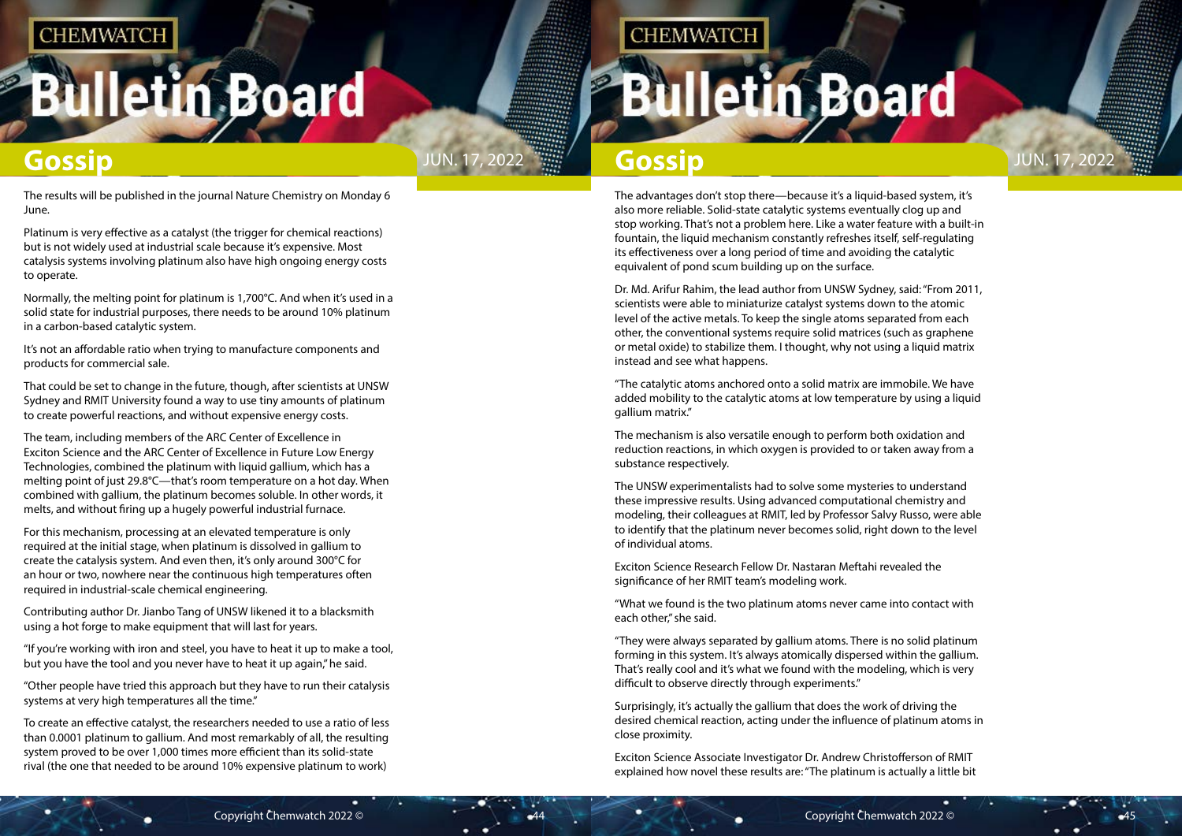The results will be published in the journal Nature Chemistry on Monday 6 June.

Platinum is very effective as a catalyst (the trigger for chemical reactions) but is not widely used at industrial scale because it's expensive. Most catalysis systems involving platinum also have high ongoing energy costs to operate.

Normally, the melting point for platinum is 1,700°C. And when it's used in a solid state for industrial purposes, there needs to be around 10% platinum in a carbon-based catalytic system.

It's not an affordable ratio when trying to manufacture components and products for commercial sale.

That could be set to change in the future, though, after scientists at UNSW Sydney and RMIT University found a way to use tiny amounts of platinum to create powerful reactions, and without expensive energy costs.

The team, including members of the ARC Center of Excellence in Exciton Science and the ARC Center of Excellence in Future Low Energy Technologies, combined the platinum with liquid gallium, which has a melting point of just 29.8°C—that's room temperature on a hot day. When combined with gallium, the platinum becomes soluble. In other words, it melts, and without firing up a hugely powerful industrial furnace.

For this mechanism, processing at an elevated temperature is only required at the initial stage, when platinum is dissolved in gallium to create the catalysis system. And even then, it's only around 300°C for an hour or two, nowhere near the continuous high temperatures often required in industrial-scale chemical engineering.

Contributing author Dr. Jianbo Tang of UNSW likened it to a blacksmith using a hot forge to make equipment that will last for years.

"If you're working with iron and steel, you have to heat it up to make a tool, but you have the tool and you never have to heat it up again," he said.

"Other people have tried this approach but they have to run their catalysis systems at very high temperatures all the time."

To create an effective catalyst, the researchers needed to use a ratio of less than 0.0001 platinum to gallium. And most remarkably of all, the resulting system proved to be over 1,000 times more efficient than its solid-state rival (the one that needed to be around 10% expensive platinum to work)

The advantages don't stop there—because it's a liquid-based system, it's also more reliable. Solid-state catalytic systems eventually clog up and stop working. That's not a problem here. Like a water feature with a built-in fountain, the liquid mechanism constantly refreshes itself, self-regulating its effectiveness over a long period of time and avoiding the catalytic equivalent of pond scum building up on the surface.

Dr. Md. Arifur Rahim, the lead author from UNSW Sydney, said: "From 2011, scientists were able to miniaturize catalyst systems down to the atomic level of the active metals. To keep the single atoms separated from each other, the conventional systems require solid matrices (such as graphene or metal oxide) to stabilize them. I thought, why not using a liquid matrix instead and see what happens.

"The catalytic atoms anchored onto a solid matrix are immobile. We have added mobility to the catalytic atoms at low temperature by using a liquid gallium matrix."

The mechanism is also versatile enough to perform both oxidation and reduction reactions, in which oxygen is provided to or taken away from a substance respectively.

The UNSW experimentalists had to solve some mysteries to understand these impressive results. Using advanced computational chemistry and modeling, their colleagues at RMIT, led by Professor Salvy Russo, were able to identify that the platinum never becomes solid, right down to the level of individual atoms.

Exciton Science Research Fellow Dr. Nastaran Meftahi revealed the significance of her RMIT team's modeling work.

"What we found is the two platinum atoms never came into contact with each other," she said.

"They were always separated by gallium atoms. There is no solid platinum forming in this system. It's always atomically dispersed within the gallium. That's really cool and it's what we found with the modeling, which is very difficult to observe directly through experiments."

Surprisingly, it's actually the gallium that does the work of driving the desired chemical reaction, acting under the influence of platinum atoms in close proximity.

Exciton Science Associate Investigator Dr. Andrew Christofferson of RMIT explained how novel these results are: "The platinum is actually a little bit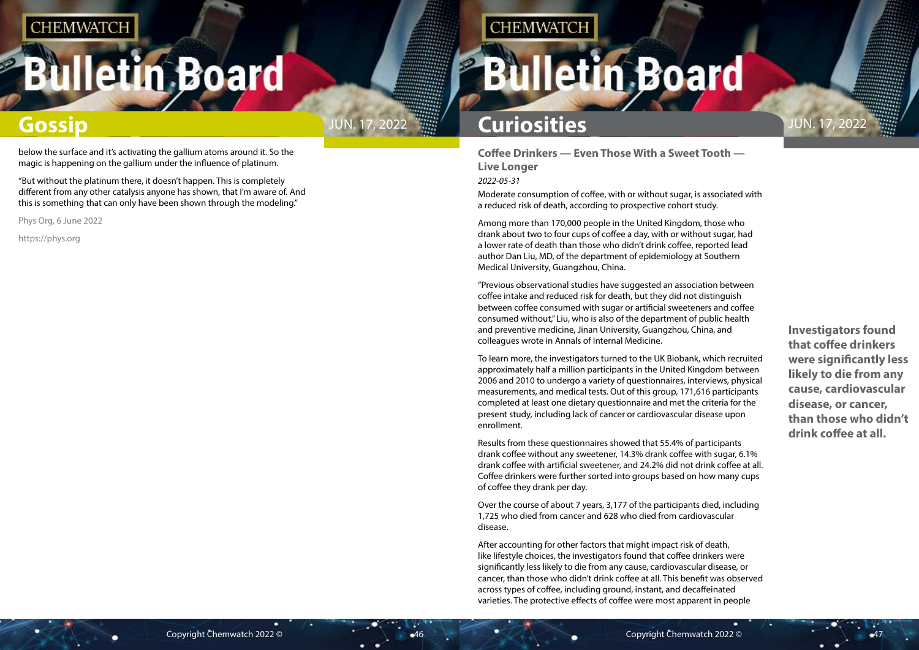below the surface and it's activating the gallium atoms around it. So the magic is happening on the gallium under the influence of platinum.

"But without the platinum there, it doesn't happen. This is completely different from any other catalysis anyone has shown, that I'm aware of. And this is something that can only have been shown through the modeling."

Phys Org, 6 June 2022

https://phys.org

## Curiosities

### Coffee Drinkers — Even Those With a Sweet Tooth — Live Longer

*2022-05-31*

Moderate consumption of coffee, with or without sugar, is associated with a reduced risk of death, according to prospective cohort study.

Among more than 170,000 people in the United Kingdom, those who drank about two to four cups of coffee a day, with or without sugar, had a lower rate of death than those who didn't drink coffee, reported lead author Dan Liu, MD, of the department of epidemiology at Southern Medical University, Guangzhou, China.

"Previous observational studies have suggested an association between coffee intake and reduced risk for death, but they did not distinguish between coffee consumed with sugar or artificial sweeteners and coffee consumed without," Liu, who is also of the department of public health and preventive medicine, Jinan University, Guangzhou, China, and colleagues wrote in Annals of Internal Medicine.

To learn more, the investigators turned to the UK Biobank, which recruited approximately half a million participants in the United Kingdom between 2006 and 2010 to undergo a variety of questionnaires, interviews, physical measurements, and medical tests. Out of this group, 171,616 participants completed at least one dietary questionnaire and met the criteria for the present study, including lack of cancer or cardiovascular disease upon enrollment.

Results from these questionnaires showed that 55.4% of participants drank coffee without any sweetener, 14.3% drank coffee with sugar, 6.1% drank coffee with artificial sweetener, and 24.2% did not drink coffee at all. Coffee drinkers were further sorted into groups based on how many cups of coffee they drank per day.

Over the course of about 7 years, 3,177 of the participants died, including 1,725 who died from cancer and 628 who died from cardiovascular disease.

After accounting for other factors that might impact risk of death, like lifestyle choices, the investigators found that coffee drinkers were significantly less likely to die from any cause, cardiovascular disease, or cancer, than those who didn't drink coffee at all. This benefit was observed across types of coffee, including ground, instant, and decaffeinated varieties. The protective effects of coffee were most apparent in people

**Investigators found that coffee drinkers were significantly less likely to die from any cause, cardiovascular disease, or cancer, than those who didn't drink coffee at all.**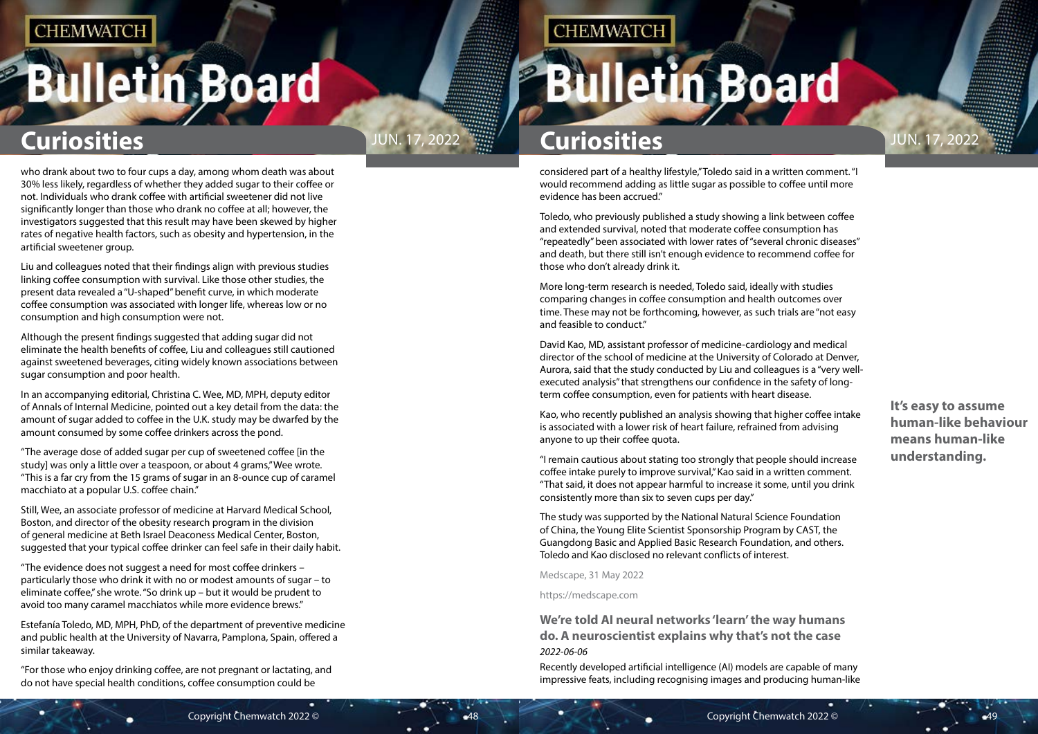who drank about two to four cups a day, among whom death was about 30% less likely, regardless of whether they added sugar to their coffee or not. Individuals who drank coffee with artificial sweetener did not live significantly longer than those who drank no coffee at all; however, the investigators suggested that this result may have been skewed by higher rates of negative health factors, such as obesity and hypertension, in the artificial sweetener group.

Liu and colleagues noted that their findings align with previous studies linking coffee consumption with survival. Like those other studies, the present data revealed a "U-shaped" benefit curve, in which moderate coffee consumption was associated with longer life, whereas low or no consumption and high consumption were not.

Although the present findings suggested that adding sugar did not eliminate the health benefits of coffee, Liu and colleagues still cautioned against sweetened beverages, citing widely known associations between sugar consumption and poor health.

In an accompanying editorial, Christina C. Wee, MD, MPH, deputy editor of Annals of Internal Medicine, pointed out a key detail from the data: the amount of sugar added to coffee in the U.K. study may be dwarfed by the amount consumed by some coffee drinkers across the pond.

"The average dose of added sugar per cup of sweetened coffee [in the study] was only a little over a teaspoon, or about 4 grams," Wee wrote. "This is a far cry from the 15 grams of sugar in an 8-ounce cup of caramel macchiato at a popular U.S. coffee chain."

Still, Wee, an associate professor of medicine at Harvard Medical School, Boston, and director of the obesity research program in the division of general medicine at Beth Israel Deaconess Medical Center, Boston, suggested that your typical coffee drinker can feel safe in their daily habit.

"The evidence does not suggest a need for most coffee drinkers – particularly those who drink it with no or modest amounts of sugar – to eliminate coffee," she wrote. "So drink up – but it would be prudent to avoid too many caramel macchiatos while more evidence brews."

Estefanía Toledo, MD, MPH, PhD, of the department of preventive medicine and public health at the University of Navarra, Pamplona, Spain, offered a similar takeaway.

"For those who enjoy drinking coffee, are not pregnant or lactating, and do not have special health conditions, coffee consumption could be considered part of a healthy lifestyle," Toledo said in a written comment. "I would recommend adding as little sugar as possible to coffee until more evidence has been accrued."

Toledo, who previously published a study showing a link between coffee and extended survival, noted that moderate coffee consumption has "repeatedly" been associated with lower rates of "several chronic diseases" and death, but there still isn't enough evidence to recommend coffee for those who don't already drink it.

More long-term research is needed, Toledo said, ideally with studies comparing changes in coffee consumption and health outcomes over time. These may not be forthcoming, however, as such trials are "not easy and feasible to conduct."

David Kao, MD, assistant professor of medicine-cardiology and medical director of the school of medicine at the University of Colorado at Denver, Aurora, said that the study conducted by Liu and colleagues is a "very well-executed analysis" that strengthens our confidence in the safety of long-term coffee consumption, even for patients with heart disease.

Kao, who recently published an analysis showing that higher coffee intake is associated with a lower risk of heart failure, refrained from advising anyone to up their coffee quota.

"I remain cautious about stating too strongly that people should increase coffee intake purely to improve survival," Kao said in a written comment. "That said, it does not appear harmful to increase it some, until you drink consistently more than six to seven cups per day."

The study was supported by the National Natural Science Foundation of China, the Young Elite Scientist Sponsorship Program by CAST, the Guangdong Basic and Applied Basic Research Foundation, and others. Toledo and Kao disclosed no relevant conflicts of interest.

Medscape, 31 May 2022

https://medscape.com

## We're told AI neural networks 'learn' the way humans do. A neuroscientist explains why that's not the case

*2022-06-06*

Recently developed artificial intelligence (AI) models are capable of many impressive feats, including recognising images and producing human-like

**It's easy to assume human-like behaviour means human-like understanding.**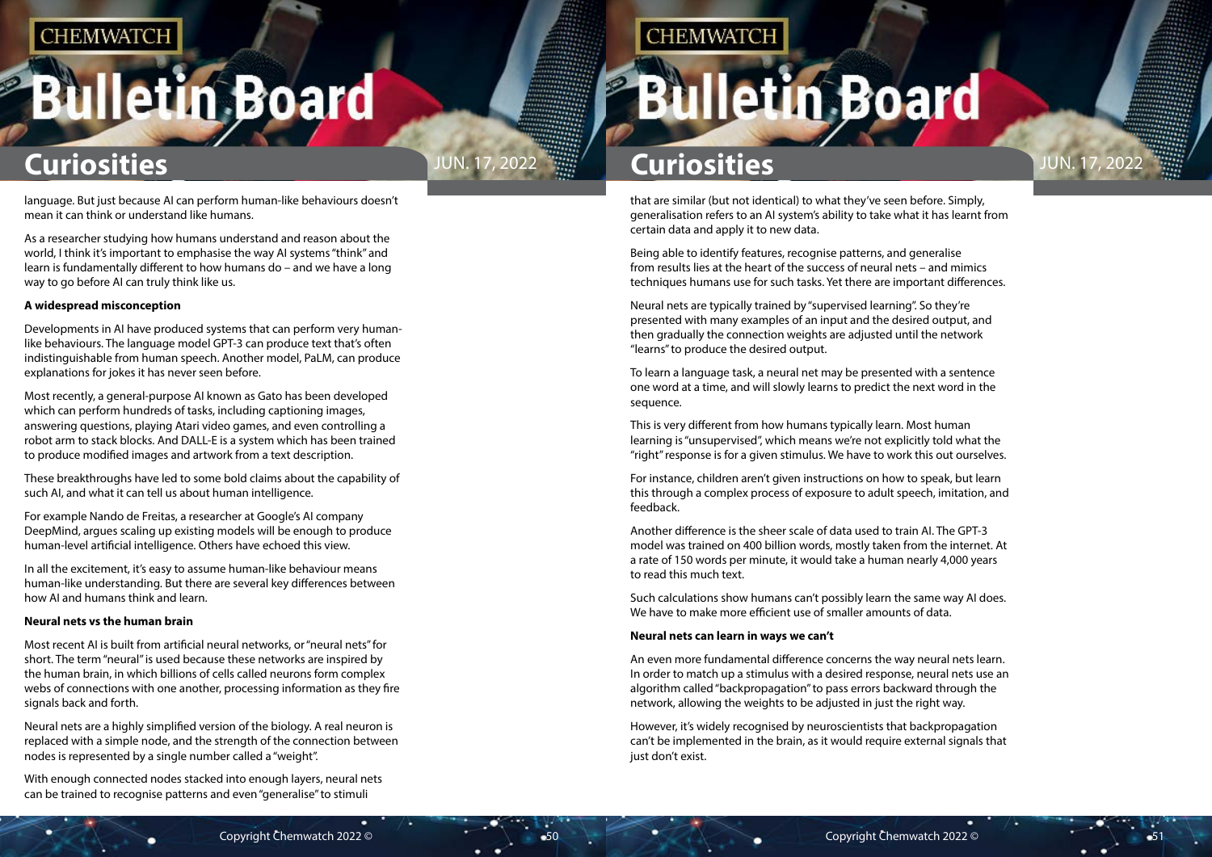language. But just because AI can perform human-like behaviours doesn't mean it can think or understand like humans.

As a researcher studying how humans understand and reason about the world, I think it's important to emphasise the way AI systems "think" and learn is fundamentally different to how humans do – and we have a long way to go before AI can truly think like us.

**A widespread misconception**

Developments in AI have produced systems that can perform very human-like behaviours. The language model GPT-3 can produce text that's often indistinguishable from human speech. Another model, PaLM, can produce explanations for jokes it has never seen before.

Most recently, a general-purpose AI known as Gato has been developed which can perform hundreds of tasks, including captioning images, answering questions, playing Atari video games, and even controlling a robot arm to stack blocks. And DALL-E is a system which has been trained to produce modified images and artwork from a text description.

These breakthroughs have led to some bold claims about the capability of such AI, and what it can tell us about human intelligence.

For example Nando de Freitas, a researcher at Google's AI company DeepMind, argues scaling up existing models will be enough to produce human-level artificial intelligence. Others have echoed this view.

In all the excitement, it's easy to assume human-like behaviour means human-like understanding. But there are several key differences between how AI and humans think and learn.

**Neural nets vs the human brain**

Most recent AI is built from artificial neural networks, or "neural nets" for short. The term "neural" is used because these networks are inspired by the human brain, in which billions of cells called neurons form complex webs of connections with one another, processing information as they fire signals back and forth.

Neural nets are a highly simplified version of the biology. A real neuron is replaced with a simple node, and the strength of the connection between nodes is represented by a single number called a "weight".

With enough connected nodes stacked into enough layers, neural nets can be trained to recognise patterns and even "generalise" to stimuli that are similar (but not identical) to what they've seen before. Simply, generalisation refers to an AI system's ability to take what it has learnt from certain data and apply it to new data.

Being able to identify features, recognise patterns, and generalise from results lies at the heart of the success of neural nets – and mimics techniques humans use for such tasks. Yet there are important differences.

Neural nets are typically trained by "supervised learning". So they're presented with many examples of an input and the desired output, and then gradually the connection weights are adjusted until the network "learns" to produce the desired output.

To learn a language task, a neural net may be presented with a sentence one word at a time, and will slowly learns to predict the next word in the sequence.

This is very different from how humans typically learn. Most human learning is "unsupervised", which means we're not explicitly told what the "right" response is for a given stimulus. We have to work this out ourselves.

For instance, children aren't given instructions on how to speak, but learn this through a complex process of exposure to adult speech, imitation, and feedback.

Another difference is the sheer scale of data used to train AI. The GPT-3 model was trained on 400 billion words, mostly taken from the internet. At a rate of 150 words per minute, it would take a human nearly 4,000 years to read this much text.

Such calculations show humans can't possibly learn the same way AI does. We have to make more efficient use of smaller amounts of data.

**Neural nets can learn in ways we can't**

An even more fundamental difference concerns the way neural nets learn. In order to match up a stimulus with a desired response, neural nets use an algorithm called "backpropagation" to pass errors backward through the network, allowing the weights to be adjusted in just the right way.

However, it's widely recognised by neuroscientists that backpropagation can't be implemented in the brain, as it would require external signals that just don't exist.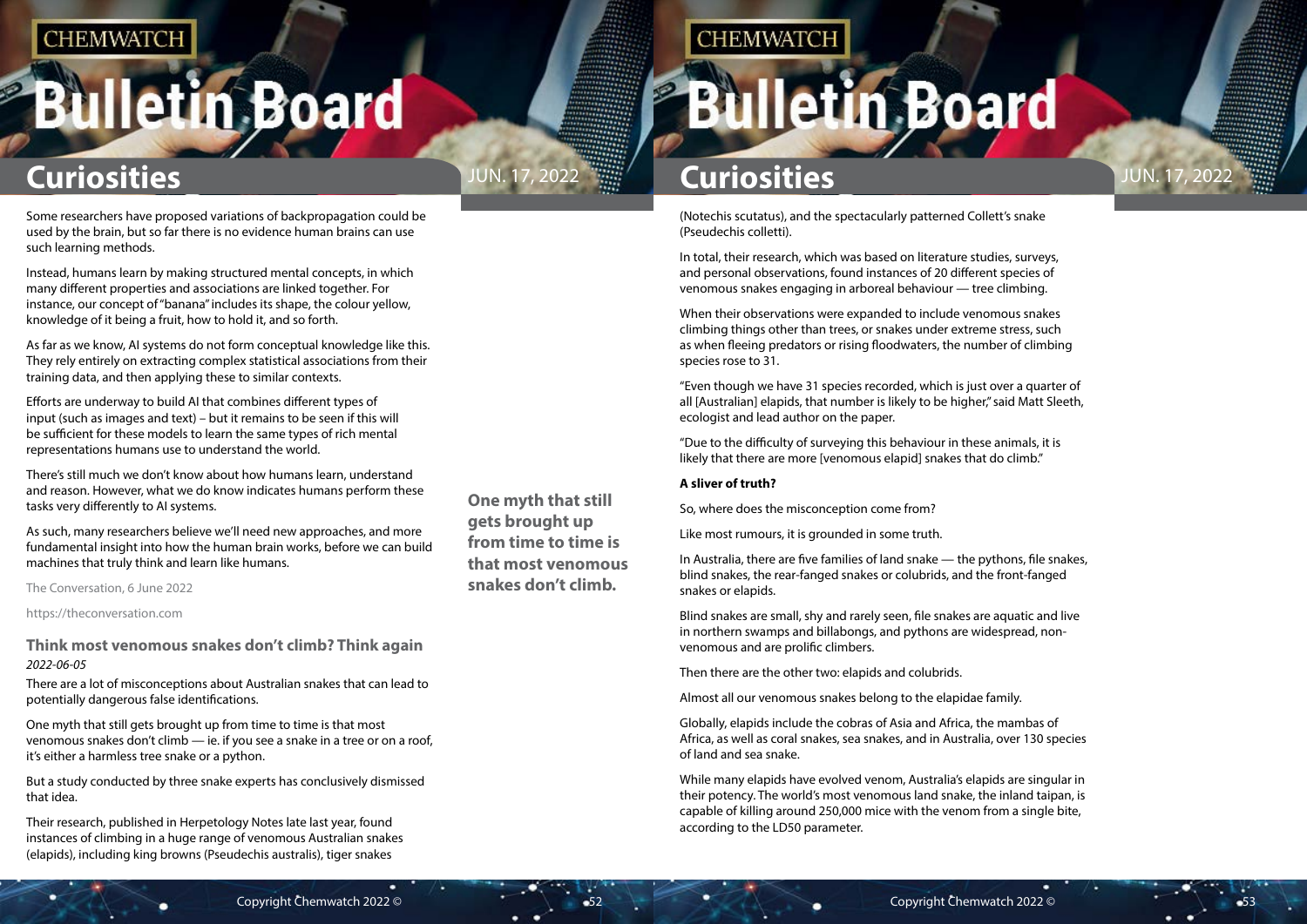Some researchers have proposed variations of backpropagation could be used by the brain, but so far there is no evidence human brains can use such learning methods.

Instead, humans learn by making structured mental concepts, in which many different properties and associations are linked together. For instance, our concept of "banana" includes its shape, the colour yellow, knowledge of it being a fruit, how to hold it, and so forth.

As far as we know, AI systems do not form conceptual knowledge like this. They rely entirely on extracting complex statistical associations from their training data, and then applying these to similar contexts.

Efforts are underway to build AI that combines different types of input (such as images and text) – but it remains to be seen if this will be sufficient for these models to learn the same types of rich mental representations humans use to understand the world.

There's still much we don't know about how humans learn, understand and reason. However, what we do know indicates humans perform these tasks very differently to AI systems.

As such, many researchers believe we'll need new approaches, and more fundamental insight into how the human brain works, before we can build machines that truly think and learn like humans.

The Conversation, 6 June 2022

https://theconversation.com

## Think most venomous snakes don't climb? Think again

*2022-06-05*

There are a lot of misconceptions about Australian snakes that can lead to potentially dangerous false identifications.

One myth that still gets brought up from time to time is that most venomous snakes don't climb — ie. if you see a snake in a tree or on a roof, it's either a harmless tree snake or a python.

**One myth that still gets brought up from time to time is that most venomous snakes don't climb.**

But a study conducted by three snake experts has conclusively dismissed that idea.

Their research, published in Herpetology Notes late last year, found instances of climbing in a huge range of venomous Australian snakes (elapids), including king browns (Pseudechis australis), tiger snakes (Notechis scutatus), and the spectacularly patterned Collett's snake (Pseudechis colletti).

In total, their research, which was based on literature studies, surveys, and personal observations, found instances of 20 different species of venomous snakes engaging in arboreal behaviour — tree climbing.

When their observations were expanded to include venomous snakes climbing things other than trees, or snakes under extreme stress, such as when fleeing predators or rising floodwaters, the number of climbing species rose to 31.

"Even though we have 31 species recorded, which is just over a quarter of all [Australian] elapids, that number is likely to be higher," said Matt Sleeth, ecologist and lead author on the paper.

"Due to the difficulty of surveying this behaviour in these animals, it is likely that there are more [venomous elapid] snakes that do climb."

**A sliver of truth?**

So, where does the misconception come from?

Like most rumours, it is grounded in some truth.

In Australia, there are five families of land snake — the pythons, file snakes, blind snakes, the rear-fanged snakes or colubrids, and the front-fanged snakes or elapids.

Blind snakes are small, shy and rarely seen, file snakes are aquatic and live in northern swamps and billabongs, and pythons are widespread, non-venomous and are prolific climbers.

Then there are the other two: elapids and colubrids.

Almost all our venomous snakes belong to the elapidae family.

Globally, elapids include the cobras of Asia and Africa, the mambas of Africa, as well as coral snakes, sea snakes, and in Australia, over 130 species of land and sea snake.

While many elapids have evolved venom, Australia's elapids are singular in their potency. The world's most venomous land snake, the inland taipan, is capable of killing around 250,000 mice with the venom from a single bite, according to the LD50 parameter.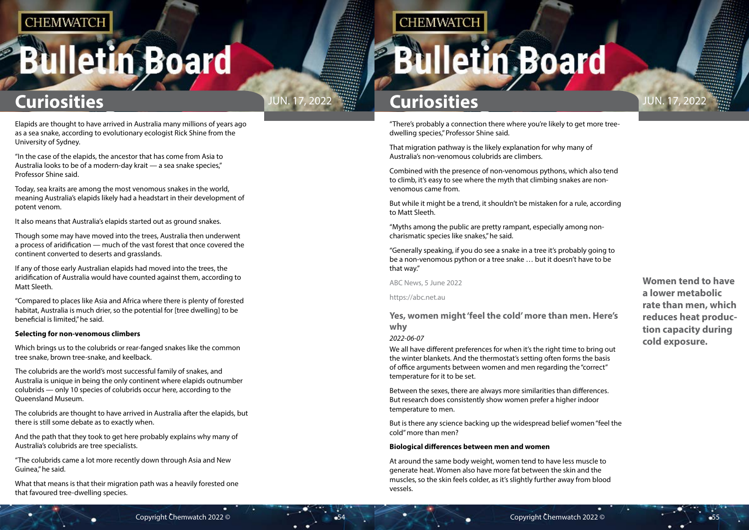Elapids are thought to have arrived in Australia many millions of years ago as a sea snake, according to evolutionary ecologist Rick Shine from the University of Sydney.

"In the case of the elapids, the ancestor that has come from Asia to Australia looks to be of a modern-day krait — a sea snake species," Professor Shine said.

Today, sea kraits are among the most venomous snakes in the world, meaning Australia's elapids likely had a headstart in their development of potent venom.

It also means that Australia's elapids started out as ground snakes.

Though some may have moved into the trees, Australia then underwent a process of aridification — much of the vast forest that once covered the continent converted to deserts and grasslands.

If any of those early Australian elapids had moved into the trees, the aridification of Australia would have counted against them, according to Matt Sleeth.

"Compared to places like Asia and Africa where there is plenty of forested habitat, Australia is much drier, so the potential for [tree dwelling] to be beneficial is limited," he said.

**Selecting for non-venomous climbers**

Which brings us to the colubrids or rear-fanged snakes like the common tree snake, brown tree-snake, and keelback.

The colubrids are the world's most successful family of snakes, and Australia is unique in being the only continent where elapids outnumber colubrids — only 10 species of colubrids occur here, according to the Queensland Museum.

The colubrids are thought to have arrived in Australia after the elapids, but there is still some debate as to exactly when.

And the path that they took to get here probably explains why many of Australia's colubrids are tree specialists.

"The colubrids came a lot more recently down through Asia and New Guinea," he said.

What that means is that their migration path was a heavily forested one that favoured tree-dwelling species.

"There's probably a connection there where you're likely to get more tree-dwelling species," Professor Shine said.

That migration pathway is the likely explanation for why many of Australia's non-venomous colubrids are climbers.

Combined with the presence of non-venomous pythons, which also tend to climb, it's easy to see where the myth that climbing snakes are non-venomous came from.

But while it might be a trend, it shouldn't be mistaken for a rule, according to Matt Sleeth.

"Myths among the public are pretty rampant, especially among non-charismatic species like snakes," he said.

"Generally speaking, if you do see a snake in a tree it's probably going to be a non-venomous python or a tree snake … but it doesn't have to be that way."

ABC News, 5 June 2022

https://abc.net.au

## Yes, women might 'feel the cold' more than men. Here's why

*2022-06-07*

We all have different preferences for when it's the right time to bring out the winter blankets. And the thermostat's setting often forms the basis of office arguments between women and men regarding the "correct" temperature for it to be set.

Between the sexes, there are always more similarities than differences. But research does consistently show women prefer a higher indoor temperature to men.

But is there any science backing up the widespread belief women "feel the cold" more than men?

**Biological differences between men and women**

At around the same body weight, women tend to have less muscle to generate heat. Women also have more fat between the skin and the muscles, so the skin feels colder, as it's slightly further away from blood vessels.

**Women tend to have a lower metabolic rate than men, which reduces heat production capacity during cold exposure.**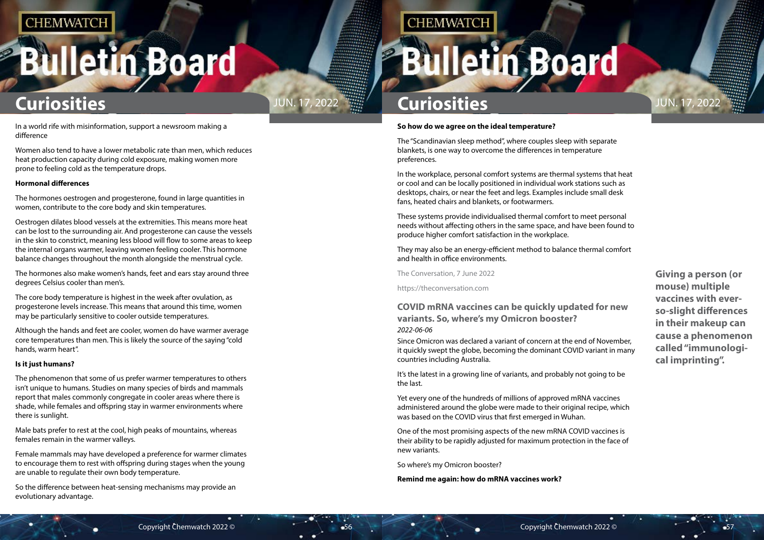In a world rife with misinformation, support a newsroom making a difference

Women also tend to have a lower metabolic rate than men, which reduces heat production capacity during cold exposure, making women more prone to feeling cold as the temperature drops.

**Hormonal differences**

The hormones oestrogen and progesterone, found in large quantities in women, contribute to the core body and skin temperatures.

Oestrogen dilates blood vessels at the extremities. This means more heat can be lost to the surrounding air. And progesterone can cause the vessels in the skin to constrict, meaning less blood will flow to some areas to keep the internal organs warmer, leaving women feeling cooler. This hormone balance changes throughout the month alongside the menstrual cycle.

The hormones also make women's hands, feet and ears stay around three degrees Celsius cooler than men's.

The core body temperature is highest in the week after ovulation, as progesterone levels increase. This means that around this time, women may be particularly sensitive to cooler outside temperatures.

Although the hands and feet are cooler, women do have warmer average core temperatures than men. This is likely the source of the saying "cold hands, warm heart".

**Is it just humans?**

The phenomenon that some of us prefer warmer temperatures to others isn't unique to humans. Studies on many species of birds and mammals report that males commonly congregate in cooler areas where there is shade, while females and offspring stay in warmer environments where there is sunlight.

Male bats prefer to rest at the cool, high peaks of mountains, whereas females remain in the warmer valleys.

Female mammals may have developed a preference for warmer climates to encourage them to rest with offspring during stages when the young are unable to regulate their own body temperature.

So the difference between heat-sensing mechanisms may provide an evolutionary advantage.

**So how do we agree on the ideal temperature?**

The "Scandinavian sleep method", where couples sleep with separate blankets, is one way to overcome the differences in temperature preferences.

In the workplace, personal comfort systems are thermal systems that heat or cool and can be locally positioned in individual work stations such as desktops, chairs, or near the feet and legs. Examples include small desk fans, heated chairs and blankets, or footwarmers.

These systems provide individualised thermal comfort to meet personal needs without affecting others in the same space, and have been found to produce higher comfort satisfaction in the workplace.

They may also be an energy-efficient method to balance thermal comfort and health in office environments.

The Conversation, 7 June 2022

https://theconversation.com

## COVID mRNA vaccines can be quickly updated for new variants. So, where's my Omicron booster?

*2022-06-06*

Since Omicron was declared a variant of concern at the end of November, it quickly swept the globe, becoming the dominant COVID variant in many countries including Australia.

It's the latest in a growing line of variants, and probably not going to be the last.

Yet every one of the hundreds of millions of approved mRNA vaccines administered around the globe were made to their original recipe, which was based on the COVID virus that first emerged in Wuhan.

One of the most promising aspects of the new mRNA COVID vaccines is their ability to be rapidly adjusted for maximum protection in the face of new variants.

So where's my Omicron booster?

**Remind me again: how do mRNA vaccines work?**

**Giving a person (or mouse) multiple vaccines with ever-so-slight differences in their makeup can cause a phenomenon called "immunological imprinting".**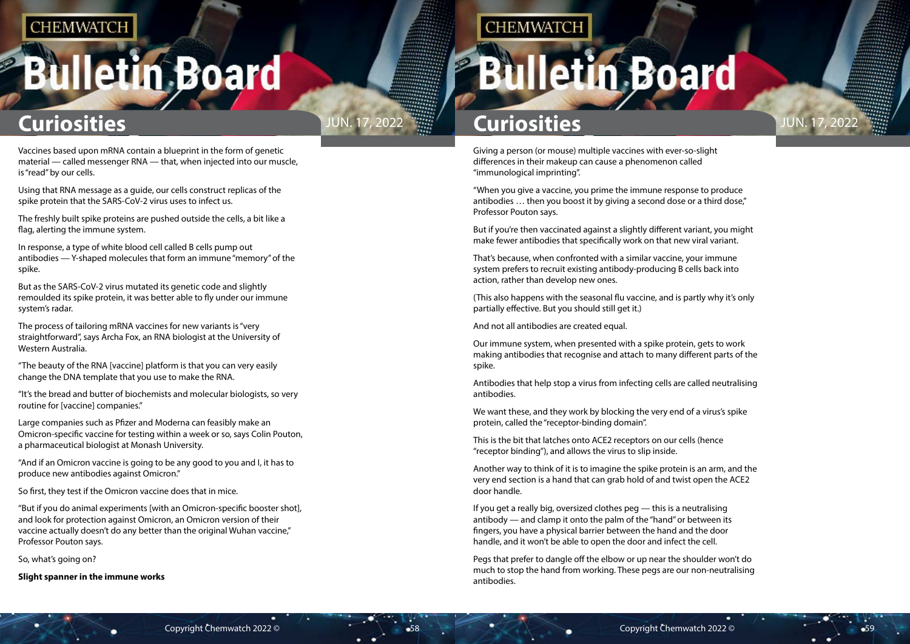Vaccines based upon mRNA contain a blueprint in the form of genetic material — called messenger RNA — that, when injected into our muscle, is "read" by our cells.

Using that RNA message as a guide, our cells construct replicas of the spike protein that the SARS-CoV-2 virus uses to infect us.

The freshly built spike proteins are pushed outside the cells, a bit like a flag, alerting the immune system.

In response, a type of white blood cell called B cells pump out antibodies — Y-shaped molecules that form an immune "memory" of the spike.

But as the SARS-CoV-2 virus mutated its genetic code and slightly remoulded its spike protein, it was better able to fly under our immune system's radar.

The process of tailoring mRNA vaccines for new variants is "very straightforward", says Archa Fox, an RNA biologist at the University of Western Australia.

"The beauty of the RNA [vaccine] platform is that you can very easily change the DNA template that you use to make the RNA.

"It's the bread and butter of biochemists and molecular biologists, so very routine for [vaccine] companies."

Large companies such as Pfizer and Moderna can feasibly make an Omicron-specific vaccine for testing within a week or so, says Colin Pouton, a pharmaceutical biologist at Monash University.

"And if an Omicron vaccine is going to be any good to you and I, it has to produce new antibodies against Omicron."

So first, they test if the Omicron vaccine does that in mice.

"But if you do animal experiments [with an Omicron-specific booster shot], and look for protection against Omicron, an Omicron version of their vaccine actually doesn't do any better than the original Wuhan vaccine," Professor Pouton says.

So, what's going on?

**Slight spanner in the immune works**

Giving a person (or mouse) multiple vaccines with ever-so-slight differences in their makeup can cause a phenomenon called "immunological imprinting".

"When you give a vaccine, you prime the immune response to produce antibodies … then you boost it by giving a second dose or a third dose," Professor Pouton says.

But if you're then vaccinated against a slightly different variant, you might make fewer antibodies that specifically work on that new viral variant.

That's because, when confronted with a similar vaccine, your immune system prefers to recruit existing antibody-producing B cells back into action, rather than develop new ones.

(This also happens with the seasonal flu vaccine, and is partly why it's only partially effective. But you should still get it.)

And not all antibodies are created equal.

Our immune system, when presented with a spike protein, gets to work making antibodies that recognise and attach to many different parts of the spike.

Antibodies that help stop a virus from infecting cells are called neutralising antibodies.

We want these, and they work by blocking the very end of a virus's spike protein, called the "receptor-binding domain".

This is the bit that latches onto ACE2 receptors on our cells (hence "receptor binding"), and allows the virus to slip inside.

Another way to think of it is to imagine the spike protein is an arm, and the very end section is a hand that can grab hold of and twist open the ACE2 door handle.

If you get a really big, oversized clothes peg — this is a neutralising antibody — and clamp it onto the palm of the "hand" or between its fingers, you have a physical barrier between the hand and the door handle, and it won't be able to open the door and infect the cell.

Pegs that prefer to dangle off the elbow or up near the shoulder won't do much to stop the hand from working. These pegs are our non-neutralising antibodies.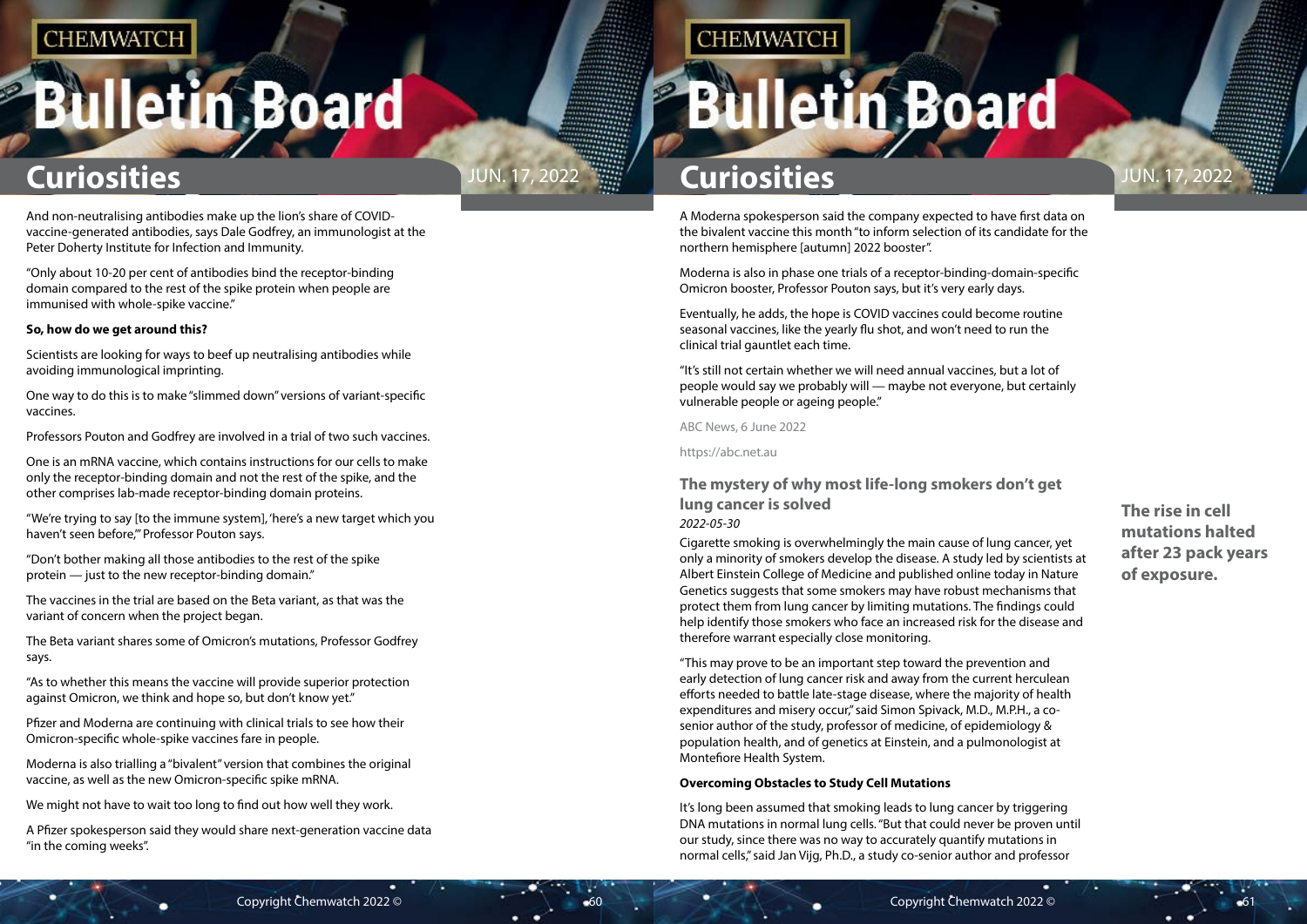And non-neutralising antibodies make up the lion's share of COVID-vaccine-generated antibodies, says Dale Godfrey, an immunologist at the Peter Doherty Institute for Infection and Immunity.

"Only about 10-20 per cent of antibodies bind the receptor-binding domain compared to the rest of the spike protein when people are immunised with whole-spike vaccine."

**So, how do we get around this?**

Scientists are looking for ways to beef up neutralising antibodies while avoiding immunological imprinting.

One way to do this is to make "slimmed down" versions of variant-specific vaccines.

Professors Pouton and Godfrey are involved in a trial of two such vaccines.

One is an mRNA vaccine, which contains instructions for our cells to make only the receptor-binding domain and not the rest of the spike, and the other comprises lab-made receptor-binding domain proteins.

"We're trying to say [to the immune system], 'here's a new target which you haven't seen before,'" Professor Pouton says.

"Don't bother making all those antibodies to the rest of the spike protein — just to the new receptor-binding domain."

The vaccines in the trial are based on the Beta variant, as that was the variant of concern when the project began.

The Beta variant shares some of Omicron's mutations, Professor Godfrey says.

"As to whether this means the vaccine will provide superior protection against Omicron, we think and hope so, but don't know yet."

Pfizer and Moderna are continuing with clinical trials to see how their Omicron-specific whole-spike vaccines fare in people.

Moderna is also trialling a "bivalent" version that combines the original vaccine, as well as the new Omicron-specific spike mRNA.

We might not have to wait too long to find out how well they work.

A Pfizer spokesperson said they would share next-generation vaccine data "in the coming weeks".

A Moderna spokesperson said the company expected to have first data on the bivalent vaccine this month "to inform selection of its candidate for the northern hemisphere [autumn] 2022 booster".

Moderna is also in phase one trials of a receptor-binding-domain-specific Omicron booster, Professor Pouton says, but it's very early days.

Eventually, he adds, the hope is COVID vaccines could become routine seasonal vaccines, like the yearly flu shot, and won't need to run the clinical trial gauntlet each time.

"It's still not certain whether we will need annual vaccines, but a lot of people would say we probably will — maybe not everyone, but certainly vulnerable people or ageing people."

ABC News, 6 June 2022

https://abc.net.au

## The mystery of why most life-long smokers don't get lung cancer is solved

*2022-05-30*

**The rise in cell mutations halted after 23 pack years of exposure.**

Cigarette smoking is overwhelmingly the main cause of lung cancer, yet only a minority of smokers develop the disease. A study led by scientists at Albert Einstein College of Medicine and published online today in Nature Genetics suggests that some smokers may have robust mechanisms that protect them from lung cancer by limiting mutations. The findings could help identify those smokers who face an increased risk for the disease and therefore warrant especially close monitoring.

"This may prove to be an important step toward the prevention and early detection of lung cancer risk and away from the current herculean efforts needed to battle late-stage disease, where the majority of health expenditures and misery occur," said Simon Spivack, M.D., M.P.H., a co-senior author of the study, professor of medicine, of epidemiology & population health, and of genetics at Einstein, and a pulmonologist at Montefiore Health System.

**Overcoming Obstacles to Study Cell Mutations**

It's long been assumed that smoking leads to lung cancer by triggering DNA mutations in normal lung cells. "But that could never be proven until our study, since there was no way to accurately quantify mutations in normal cells," said Jan Vijg, Ph.D., a study co-senior author and professor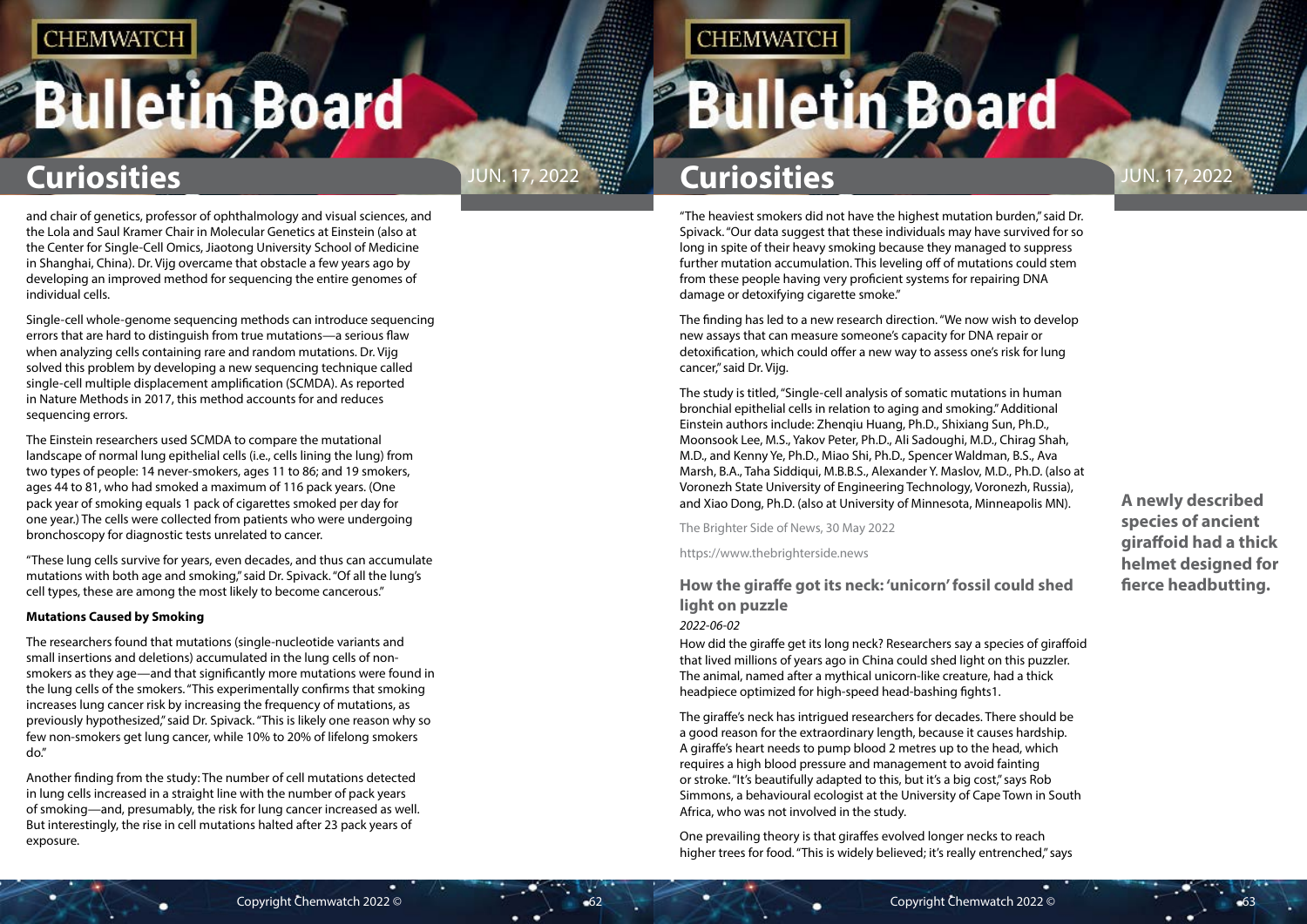and chair of genetics, professor of ophthalmology and visual sciences, and the Lola and Saul Kramer Chair in Molecular Genetics at Einstein (also at the Center for Single-Cell Omics, Jiaotong University School of Medicine in Shanghai, China). Dr. Vijg overcame that obstacle a few years ago by developing an improved method for sequencing the entire genomes of individual cells.

Single-cell whole-genome sequencing methods can introduce sequencing errors that are hard to distinguish from true mutations—a serious flaw when analyzing cells containing rare and random mutations. Dr. Vijg solved this problem by developing a new sequencing technique called single-cell multiple displacement amplification (SCMDA). As reported in Nature Methods in 2017, this method accounts for and reduces sequencing errors.

The Einstein researchers used SCMDA to compare the mutational landscape of normal lung epithelial cells (i.e., cells lining the lung) from two types of people: 14 never-smokers, ages 11 to 86; and 19 smokers, ages 44 to 81, who had smoked a maximum of 116 pack years. (One pack year of smoking equals 1 pack of cigarettes smoked per day for one year.) The cells were collected from patients who were undergoing bronchoscopy for diagnostic tests unrelated to cancer.

"These lung cells survive for years, even decades, and thus can accumulate mutations with both age and smoking," said Dr. Spivack. "Of all the lung's cell types, these are among the most likely to become cancerous."

**Mutations Caused by Smoking**

The researchers found that mutations (single-nucleotide variants and small insertions and deletions) accumulated in the lung cells of non-smokers as they age—and that significantly more mutations were found in the lung cells of the smokers. "This experimentally confirms that smoking increases lung cancer risk by increasing the frequency of mutations, as previously hypothesized," said Dr. Spivack. "This is likely one reason why so few non-smokers get lung cancer, while 10% to 20% of lifelong smokers do."

Another finding from the study: The number of cell mutations detected in lung cells increased in a straight line with the number of pack years of smoking—and, presumably, the risk for lung cancer increased as well. But interestingly, the rise in cell mutations halted after 23 pack years of exposure.

"The heaviest smokers did not have the highest mutation burden," said Dr. Spivack. "Our data suggest that these individuals may have survived for so long in spite of their heavy smoking because they managed to suppress further mutation accumulation. This leveling off of mutations could stem from these people having very proficient systems for repairing DNA damage or detoxifying cigarette smoke."

The finding has led to a new research direction. "We now wish to develop new assays that can measure someone's capacity for DNA repair or detoxification, which could offer a new way to assess one's risk for lung cancer," said Dr. Vijg.

The study is titled, "Single-cell analysis of somatic mutations in human bronchial epithelial cells in relation to aging and smoking." Additional Einstein authors include: Zhenqiu Huang, Ph.D., Shixiang Sun, Ph.D., Moonsook Lee, M.S., Yakov Peter, Ph.D., Ali Sadoughi, M.D., Chirag Shah, M.D., and Kenny Ye, Ph.D., Miao Shi, Ph.D., Spencer Waldman, B.S., Ava Marsh, B.A., Taha Siddiqui, M.B.B.S., Alexander Y. Maslov, M.D., Ph.D. (also at Voronezh State University of Engineering Technology, Voronezh, Russia), and Xiao Dong, Ph.D. (also at University of Minnesota, Minneapolis MN).

The Brighter Side of News, 30 May 2022

https://www.thebrighterside.news

## How the giraffe got its neck: 'unicorn' fossil could shed light on puzzle

*2022-06-02*

**A newly described species of ancient giraffoid had a thick helmet designed for fierce headbutting.**

How did the giraffe get its long neck? Researchers say a species of giraffoid that lived millions of years ago in China could shed light on this puzzler. The animal, named after a mythical unicorn-like creature, had a thick headpiece optimized for high-speed head-bashing fights1.

The giraffe's neck has intrigued researchers for decades. There should be a good reason for the extraordinary length, because it causes hardship. A giraffe's heart needs to pump blood 2 metres up to the head, which requires a high blood pressure and management to avoid fainting or stroke. "It's beautifully adapted to this, but it's a big cost," says Rob Simmons, a behavioural ecologist at the University of Cape Town in South Africa, who was not involved in the study.

One prevailing theory is that giraffes evolved longer necks to reach higher trees for food. "This is widely believed; it's really entrenched," says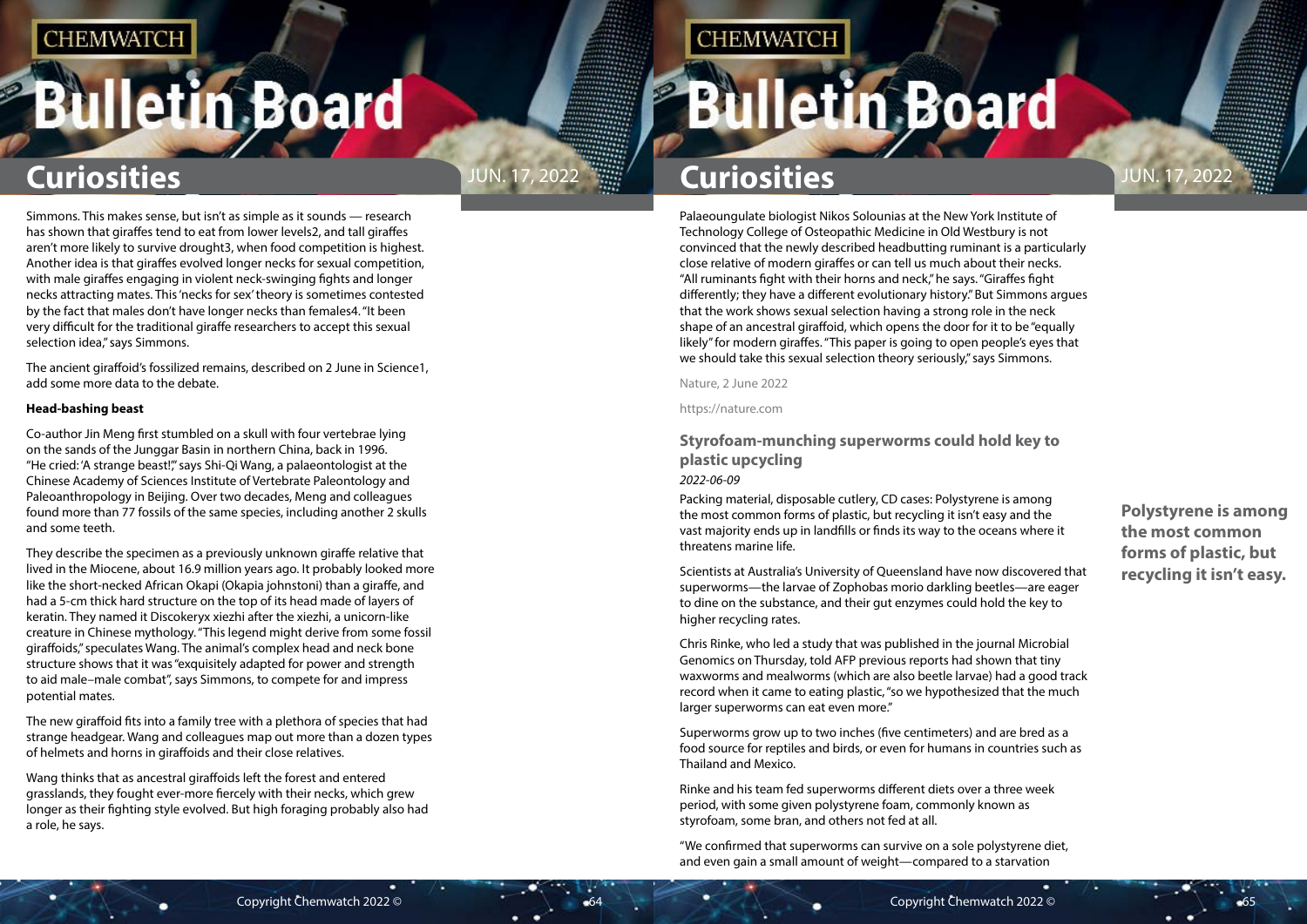Simmons. This makes sense, but isn't as simple as it sounds — research has shown that giraffes tend to eat from lower levels[2], and tall giraffes aren't more likely to survive drought[3], when food competition is highest. Another idea is that giraffes evolved longer necks for sexual competition, with male giraffes engaging in violent neck-swinging fights and longer necks attracting mates. This 'necks for sex' theory is sometimes contested by the fact that males don't have longer necks than females[4]. "It been very difficult for the traditional giraffe researchers to accept this sexual selection idea," says Simmons.

The ancient giraffoid's fossilized remains, described on 2 June in Science[1], add some more data to the debate.

**Head-bashing beast**

Co-author Jin Meng first stumbled on a skull with four vertebrae lying on the sands of the Junggar Basin in northern China, back in 1996. "He cried: 'A strange beast!'," says Shi-Qi Wang, a palaeontologist at the Chinese Academy of Sciences Institute of Vertebrate Paleontology and Paleoanthropology in Beijing. Over two decades, Meng and colleagues found more than 77 fossils of the same species, including another 2 skulls and some teeth.

They describe the specimen as a previously unknown giraffe relative that lived in the Miocene, about 16.9 million years ago. It probably looked more like the short-necked African Okapi (Okapia johnstoni) than a giraffe, and had a 5-cm thick hard structure on the top of its head made of layers of keratin. They named it Discokeryx xiezhi after the xiezhi, a unicorn-like creature in Chinese mythology. "This legend might derive from some fossil giraffoids," speculates Wang. The animal's complex head and neck bone structure shows that it was "exquisitely adapted for power and strength to aid male–male combat", says Simmons, to compete for and impress potential mates.

The new giraffoid fits into a family tree with a plethora of species that had strange headgear. Wang and colleagues map out more than a dozen types of helmets and horns in giraffoids and their close relatives.

Wang thinks that as ancestral giraffoids left the forest and entered grasslands, they fought ever-more fiercely with their necks, which grew longer as their fighting style evolved. But high foraging probably also had a role, he says.

Palaeoungulate biologist Nikos Solounias at the New York Institute of Technology College of Osteopathic Medicine in Old Westbury is not convinced that the newly described headbutting ruminant is a particularly close relative of modern giraffes or can tell us much about their necks. "All ruminants fight with their horns and neck," he says. "Giraffes fight differently; they have a different evolutionary history." But Simmons argues that the work shows sexual selection having a strong role in the neck shape of an ancestral giraffoid, which opens the door for it to be "equally likely" for modern giraffes. "This paper is going to open people's eyes that we should take this sexual selection theory seriously," says Simmons.

Nature, 2 June 2022

https://nature.com

## Styrofoam-munching superworms could hold key to plastic upcycling

*2022-06-09*

Packing material, disposable cutlery, CD cases: Polystyrene is among the most common forms of plastic, but recycling it isn't easy and the vast majority ends up in landfills or finds its way to the oceans where it threatens marine life.

**Polystyrene is among the most common forms of plastic, but recycling it isn't easy.**

Scientists at Australia's University of Queensland have now discovered that superworms—the larvae of Zophobas morio darkling beetles—are eager to dine on the substance, and their gut enzymes could hold the key to higher recycling rates.

Chris Rinke, who led a study that was published in the journal Microbial Genomics on Thursday, told AFP previous reports had shown that tiny waxworms and mealworms (which are also beetle larvae) had a good track record when it came to eating plastic, "so we hypothesized that the much larger superworms can eat even more."

Superworms grow up to two inches (five centimeters) and are bred as a food source for reptiles and birds, or even for humans in countries such as Thailand and Mexico.

Rinke and his team fed superworms different diets over a three week period, with some given polystyrene foam, commonly known as styrofoam, some bran, and others not fed at all.

"We confirmed that superworms can survive on a sole polystyrene diet, and even gain a small amount of weight—compared to a starvation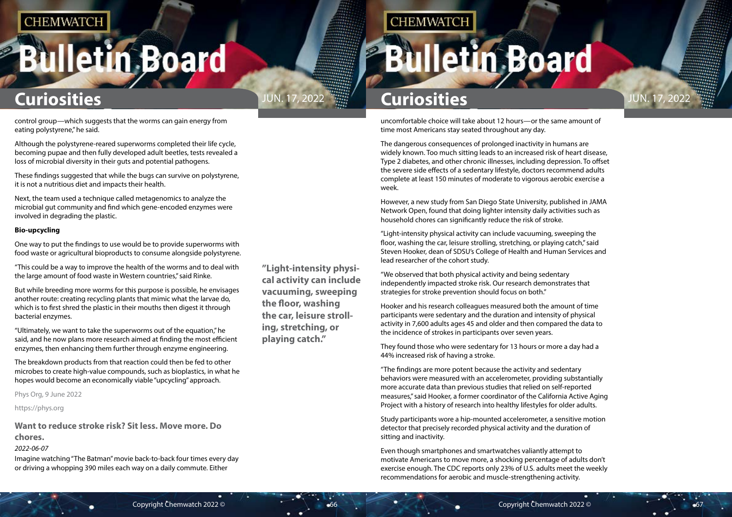control group—which suggests that the worms can gain energy from eating polystyrene," he said.

Although the polystyrene-reared superworms completed their life cycle, becoming pupae and then fully developed adult beetles, tests revealed a loss of microbial diversity in their guts and potential pathogens.

These findings suggested that while the bugs can survive on polystyrene, it is not a nutritious diet and impacts their health.

Next, the team used a technique called metagenomics to analyze the microbial gut community and find which gene-encoded enzymes were involved in degrading the plastic.

**Bio-upcycling**

One way to put the findings to use would be to provide superworms with food waste or agricultural bioproducts to consume alongside polystyrene.

"This could be a way to improve the health of the worms and to deal with the large amount of food waste in Western countries," said Rinke.

But while breeding more worms for this purpose is possible, he envisages another route: creating recycling plants that mimic what the larvae do, which is to first shred the plastic in their mouths then digest it through bacterial enzymes.

"Ultimately, we want to take the superworms out of the equation," he said, and he now plans more research aimed at finding the most efficient enzymes, then enhancing them further through enzyme engineering.

The breakdown products from that reaction could then be fed to other microbes to create high-value compounds, such as bioplastics, in what he hopes would become an economically viable "upcycling" approach.

Phys Org, 9 June 2022

https://phys.org

## Want to reduce stroke risk? Sit less. Move more. Do chores.

*2022-06-07*

Imagine watching "The Batman" movie back-to-back four times every day or driving a whopping 390 miles each way on a daily commute. Either uncomfortable choice will take about 12 hours—or the same amount of time most Americans stay seated throughout any day.

The dangerous consequences of prolonged inactivity in humans are widely known. Too much sitting leads to an increased risk of heart disease, Type 2 diabetes, and other chronic illnesses, including depression. To offset the severe side effects of a sedentary lifestyle, doctors recommend adults complete at least 150 minutes of moderate to vigorous aerobic exercise a week.

However, a new study from San Diego State University, published in JAMA Network Open, found that doing lighter intensity daily activities such as household chores can significantly reduce the risk of stroke.

"Light-intensity physical activity can include vacuuming, sweeping the floor, washing the car, leisure strolling, stretching, or playing catch," said Steven Hooker, dean of SDSU's College of Health and Human Services and lead researcher of the cohort study.

"We observed that both physical activity and being sedentary independently impacted stroke risk. Our research demonstrates that strategies for stroke prevention should focus on both."

Hooker and his research colleagues measured both the amount of time participants were sedentary and the duration and intensity of physical activity in 7,600 adults ages 45 and older and then compared the data to the incidence of strokes in participants over seven years.

They found those who were sedentary for 13 hours or more a day had a 44% increased risk of having a stroke.

"The findings are more potent because the activity and sedentary behaviors were measured with an accelerometer, providing substantially more accurate data than previous studies that relied on self-reported measures," said Hooker, a former coordinator of the California Active Aging Project with a history of research into healthy lifestyles for older adults.

Study participants wore a hip-mounted accelerometer, a sensitive motion detector that precisely recorded physical activity and the duration of sitting and inactivity.

Even though smartphones and smartwatches valiantly attempt to motivate Americans to move more, a shocking percentage of adults don't exercise enough. The CDC reports only 23% of U.S. adults meet the weekly recommendations for aerobic and muscle-strengthening activity.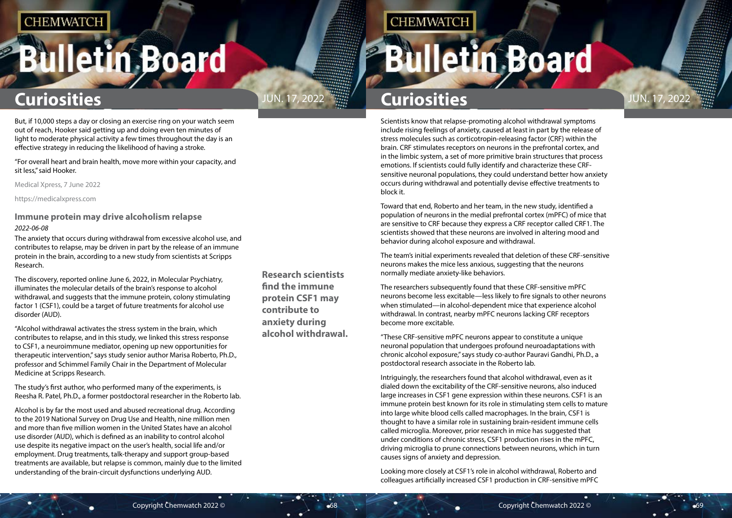But, if 10,000 steps a day or closing an exercise ring on your watch seem out of reach, Hooker said getting up and doing even ten minutes of light to moderate physical activity a few times throughout the day is an effective strategy in reducing the likelihood of having a stroke.

"For overall heart and brain health, move more within your capacity, and sit less," said Hooker.

Medical Xpress, 7 June 2022

https://medicalxpress.com

### Immune protein may drive alcoholism relapse

*2022-06-08*

The anxiety that occurs during withdrawal from excessive alcohol use, and contributes to relapse, may be driven in part by the release of an immune protein in the brain, according to a new study from scientists at Scripps Research.

**Research scientists find the immune protein CSF1 may contribute to anxiety during alcohol withdrawal.**

The discovery, reported online June 6, 2022, in Molecular Psychiatry, illuminates the molecular details of the brain's response to alcohol withdrawal, and suggests that the immune protein, colony stimulating factor 1 (CSF1), could be a target of future treatments for alcohol use disorder (AUD).

"Alcohol withdrawal activates the stress system in the brain, which contributes to relapse, and in this study, we linked this stress response to CSF1, a neuroimmune mediator, opening up new opportunities for therapeutic intervention," says study senior author Marisa Roberto, Ph.D., professor and Schimmel Family Chair in the Department of Molecular Medicine at Scripps Research.

The study's first author, who performed many of the experiments, is Reesha R. Patel, Ph.D., a former postdoctoral researcher in the Roberto lab.

Alcohol is by far the most used and abused recreational drug. According to the 2019 National Survey on Drug Use and Health, nine million men and more than five million women in the United States have an alcohol use disorder (AUD), which is defined as an inability to control alcohol use despite its negative impact on the user's health, social life and/or employment. Drug treatments, talk-therapy and support group-based treatments are available, but relapse is common, mainly due to the limited understanding of the brain-circuit dysfunctions underlying AUD.

Scientists know that relapse-promoting alcohol withdrawal symptoms include rising feelings of anxiety, caused at least in part by the release of stress molecules such as corticotropin-releasing factor (CRF) within the brain. CRF stimulates receptors on neurons in the prefrontal cortex, and in the limbic system, a set of more primitive brain structures that process emotions. If scientists could fully identify and characterize these CRF-sensitive neuronal populations, they could understand better how anxiety occurs during withdrawal and potentially devise effective treatments to block it.

Toward that end, Roberto and her team, in the new study, identified a population of neurons in the medial prefrontal cortex (mPFC) of mice that are sensitive to CRF because they express a CRF receptor called CRF1. The scientists showed that these neurons are involved in altering mood and behavior during alcohol exposure and withdrawal.

The team's initial experiments revealed that deletion of these CRF-sensitive neurons makes the mice less anxious, suggesting that the neurons normally mediate anxiety-like behaviors.

The researchers subsequently found that these CRF-sensitive mPFC neurons become less excitable—less likely to fire signals to other neurons when stimulated—in alcohol-dependent mice that experience alcohol withdrawal. In contrast, nearby mPFC neurons lacking CRF receptors become more excitable.

"These CRF-sensitive mPFC neurons appear to constitute a unique neuronal population that undergoes profound neuroadaptations with chronic alcohol exposure," says study co-author Pauravi Gandhi, Ph.D., a postdoctoral research associate in the Roberto lab.

Intriguingly, the researchers found that alcohol withdrawal, even as it dialed down the excitability of the CRF-sensitive neurons, also induced large increases in CSF1 gene expression within these neurons. CSF1 is an immune protein best known for its role in stimulating stem cells to mature into large white blood cells called macrophages. In the brain, CSF1 is thought to have a similar role in sustaining brain-resident immune cells called microglia. Moreover, prior research in mice has suggested that under conditions of chronic stress, CSF1 production rises in the mPFC, driving microglia to prune connections between neurons, which in turn causes signs of anxiety and depression.

Looking more closely at CSF1's role in alcohol withdrawal, Roberto and colleagues artificially increased CSF1 production in CRF-sensitive mPFC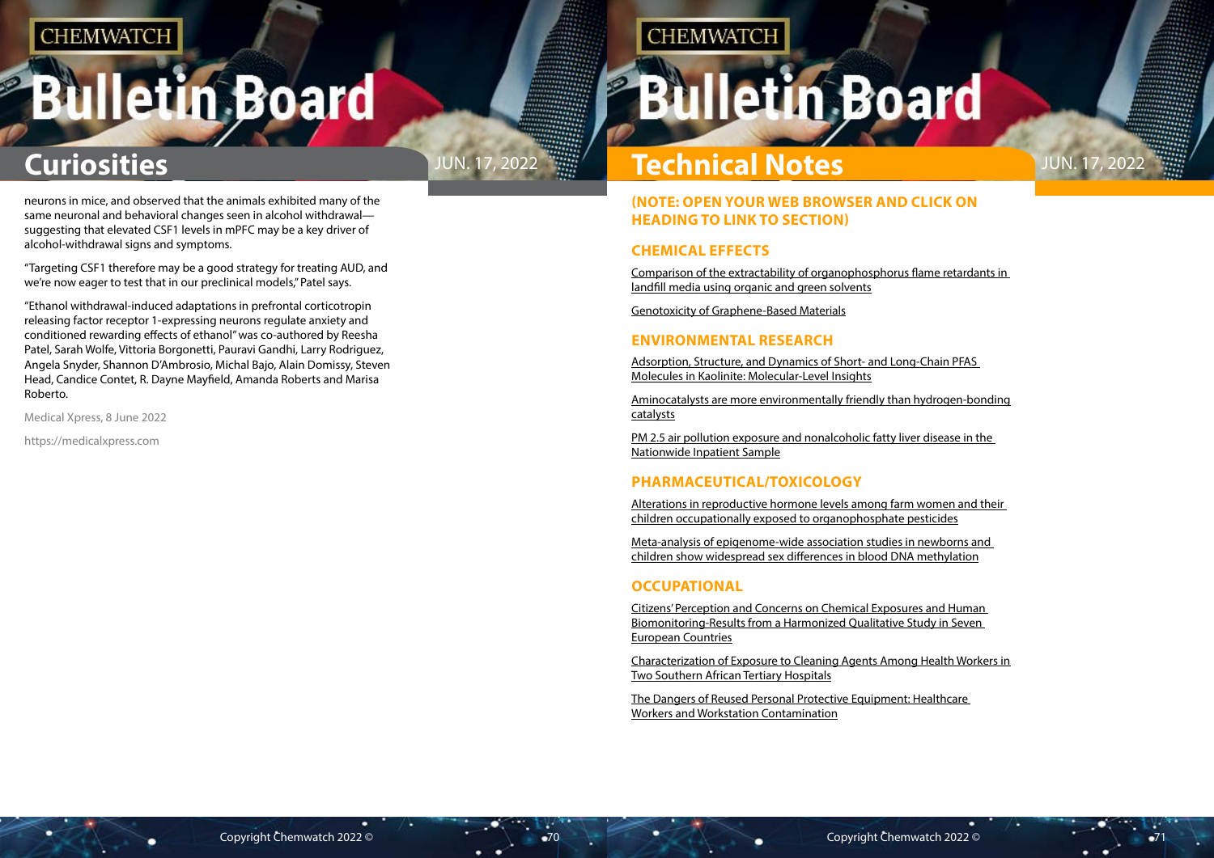neurons in mice, and observed that the animals exhibited many of the same neuronal and behavioral changes seen in alcohol withdrawal—suggesting that elevated CSF1 levels in mPFC may be a key driver of alcohol-withdrawal signs and symptoms.

"Targeting CSF1 therefore may be a good strategy for treating AUD, and we're now eager to test that in our preclinical models," Patel says.

"Ethanol withdrawal-induced adaptations in prefrontal corticotropin releasing factor receptor 1-expressing neurons regulate anxiety and conditioned rewarding effects of ethanol" was co-authored by Reesha Patel, Sarah Wolfe, Vittoria Borgonetti, Pauravi Gandhi, Larry Rodriguez, Angela Snyder, Shannon D'Ambrosio, Michal Bajo, Alain Domissy, Steven Head, Candice Contet, R. Dayne Mayfield, Amanda Roberts and Marisa Roberto.

Medical Xpress, 8 June 2022

https://medicalxpress.com

# Technical Notes

## (NOTE: OPEN YOUR WEB BROWSER AND CLICK ON HEADING TO LINK TO SECTION)

## CHEMICAL EFFECTS

Comparison of the extractability of organophosphorus flame retardants in landfill media using organic and green solvents

Genotoxicity of Graphene-Based Materials

## ENVIRONMENTAL RESEARCH

Adsorption, Structure, and Dynamics of Short- and Long-Chain PFAS Molecules in Kaolinite: Molecular-Level Insights

Aminocatalysts are more environmentally friendly than hydrogen-bonding catalysts

PM 2.5 air pollution exposure and nonalcoholic fatty liver disease in the Nationwide Inpatient Sample

## PHARMACEUTICAL/TOXICOLOGY

Alterations in reproductive hormone levels among farm women and their children occupationally exposed to organophosphate pesticides

Meta-analysis of epigenome-wide association studies in newborns and children show widespread sex differences in blood DNA methylation

## OCCUPATIONAL

Citizens' Perception and Concerns on Chemical Exposures and Human Biomonitoring-Results from a Harmonized Qualitative Study in Seven European Countries

Characterization of Exposure to Cleaning Agents Among Health Workers in Two Southern African Tertiary Hospitals

The Dangers of Reused Personal Protective Equipment: Healthcare Workers and Workstation Contamination